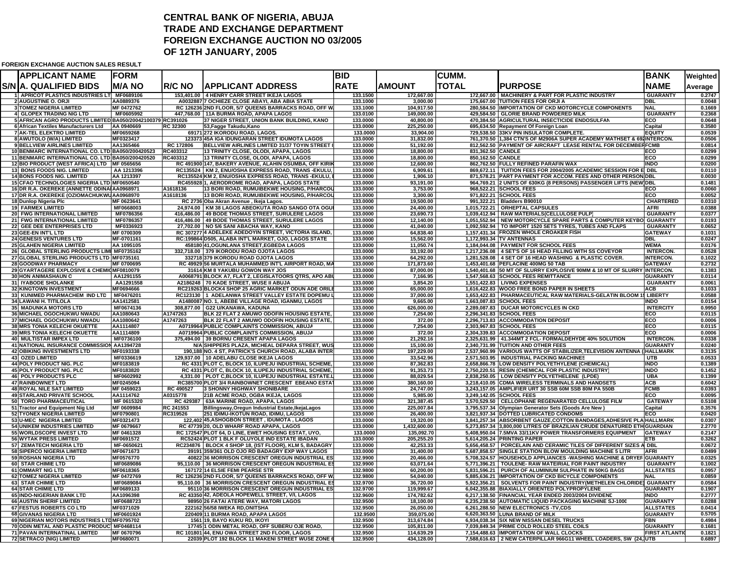# CENTRAL BANK OF NIGERIA, ABUJA
# TRADE AND EXCHANGE DEPARTMENT
# FOREIGN EXCHANGE AUCTION NO 03/2005
# OF 12TH JANUARY, 2005

**FOREIGN EXCHANGE AUCTION SALES RESULT**

| S/N | APPLICANT NAME A. QUALIFIED BIDS | FORM M/A NO | R/C NO | APPLICANT ADDRESS | BID RATE | AMOUNT | CUMM. TOTAL | PURPOSE | BANK NAME | Weighted Average |
|---|---|---|---|---|---|---|---|---|---|---|
| 1 | APRICOT PLASTICS INDUSTRIES LT | MF0689106 | 153,401.00 | 4 HENRY CARR STREET IKEJA LAGOS | 133.1500 | 172,667.00 | 172,667.00 | MACHINERY & PART FOR PLASTIC INDUSTRY | GUARANTY | 0.2747 |
| 2 | AUGUSTINE O. ORJI | AA0889376 | A0032887 | 7 OCHIEZE CLOSE ABAYI, ABA ABIA STATE | 133.1000 | 3,000.00 | 175,667.00 | TUITION FEES FOR ORJI A | DBL | 0.0048 |
| 3 | TOMEZ NIGERIA LIMITED | MF 0472762 | RC 126236 | 2ND FLOOR, 5/7 QUEENS BARRACKS ROAD, OFF W. | 133.1000 | 104,917.50 | 280,584.50 | IMPORTATION OF CKD MOTORCYCLE COMPONENTS | NAL | 0.1669 |
| 4 | GLOPEX TRADING NIG LTD | MF0605992 | 447,768.00 | 11A BURMA ROAD, APAPA LAGOS | 133.0100 | 149,000.00 | 429,584.50 | GLORIE BRAND POWDERED MILK | GUARANTY | 0.2368 |
| 5 | AFRICAN AGRO PRODUCTS LIMITED | BA050/20042100379 | RC391026 | 37 NIGER STREET, UNION BANK BUILDING, KANO | 133.0000 | 40,800.00 | 470,384.50 | AGRICULTURAL INSECTICIDE ENDOSULFAN | ECO | 0.0648 |
| 6 | African Textiles Manufacturers Ltd | AA 0940669 | RC 32300 | 53,Fagge Takudu,Kano | 133.0000 | 225,250.00 | 695,634.50 | Repayment Of Foreign Loan | Capital | 0.3580 |
| 7 | AK-TEL ELEKTRO LIMITED | MF0659268 | 69171 | 272 IKORODU ROAD, LAGOS. | 133.0000 | 33,904.00 | 729,538.50 | 33KV PIN INSULATOR COMPLETE. | EQUITY | 0.0539 |
| 8 | AWUTOLO (W/A) LIMITED | MF0323417 | 123373 | 45A IGA IDUNGARAN STREET IDUMOTA LAGOS | 133.0000 | 31,832.00 | 761,370.50 | 1,384 CTN'S OF M2906A SUPER ACADEMY MATHSET & 69 | INTERCON. | 0.0506 |
| 9 | BELLVIEW AIRLINES LIMITED | AA1365466 | RC 172806 | BELLVIEW AIRLINES LIMITED 31/37 TOYIN STREET I | 133.0000 | 51,192.00 | 812,562.50 | PAYMENT OF AIRCRAFT LEASE RENTAL FOR DECEMBER | FCMB | 0.0814 |
| 10 | BENMARC INTERNATIONAL CO. LTD | BA050/200420523 | RC403312 | 13 TRINITY CLOSE, OLODI, APAPA, LAGOS | 133.0000 | 18,800.00 | 831,362.50 | CANDLE | ECO | 0.0299 |
| 11 | BENMARC INTERNATIONAL CO. LTD | BA050/200420520 | RC403312 | 13 TRINITY CLOSE, OLODI, APAPA, LAGOS | 133.0000 | 18,800.00 | 850,162.50 | CANDLE | ECO | 0.0299 |
| 12 | BIO PRODUCT (WEST AFRICA) LTD | MF 0565656 | RC 491900 | 147, BAKERY AVENUE, ALAHIN OSUMBA, OFF KIRIK | 133.0000 | 12,600.00 | 862,762.50 | FULLY REFINED PARAFIN WAX | INDO | 0.0200 |
| 13 | BONS FOODS NIG. LIMITED | AA 1213396 | RC135524 | KM 2, ENU/OSHA EXPRESS ROAD, TRANS -EKULU, | 133.0000 | 6,909.61 | 869,672.11 | TUITION FEES FOR 2004/2005 ACADEMIC SESSION FOR E | DBL | 0.0110 |
| 14 | BONS FOODS NIG. LIMITED | AA 1213397 | RC135524 | KM 2, ENU/OSHA EXPRESS ROAD, TRANS -EKULU, E | 133.0000 | 1,906.10 | 871,578.21 | PART PAYMENT FOR ACCOM. FEES AND OTHER PERSON | DBL | 0.0030 |
| 15 | CFAO TECHNOLOGIES NIGERIA LTD | MF0650540 | RC455928 | 1, AERODROME ROAD, APAPA, LAGOS STATE | 133.0000 | 93,191.00 | 964,769.21 | 2 UNITS OF 630KG (8 PERSONS) PASSENGER LIFTS (NEW | DBL | 0.1481 |
| 16 | DR R.A. OKEREKE (ANNETTE ODINA | AA0968971 | A1618136 | 13 BORI ROAD, RUMUIBEKWE HOUSING, P/HARCOU | 133.0000 | 3,753.00 | 968,522.21 | SCHOOL FEES | ECO | 0.0060 |
| 17 | DR R.A. OKEREKE (OZIOMACHUKWU | AA0968970 | A1618136 | 13 BORI ROAD, RUMUIBEKWE HOUSING, P/HARCOU | 133.0000 | 3,300.00 | 971,822.21 | SCHOOL FEES | ECO | 0.0052 |
| 18 | Dunlop Nigeria Plc | MF 0623641 | RC 2736 | Oba Akran Avenue , Ikeja Lagos. | 133.0000 | 19,500.00 | 991,322.21 | Bladders B90010 | CHARTERED | 0.0310 |
| 19 | FARMEX LIMITED | MF0668003 | 24,974.00 | KM 38 LAGOS ABEOKUTA ROAD SANGO OTA OGU | 133.0000 | 24,400.00 | 1,015,722.21 | ORHEPTAL CAPSULES | AFRI | 0.0388 |
| 20 | FWG INTERNATIONAL LIMITED | MF0786356 | 416,486.00 | 49 BODE THOMAS STREET, SURULERE LAGOS | 133.0000 | 23,690.73 | 1,039,412.94 | RAW MATERIALS(CELLULOSE PULP) | GUARANTY | 0.0377 |
| 21 | FWG INTERNATIONAL LIMITED | MF0786357 | 416,486.00 | 49 BODE THOMAS STREET, SURULERE LAGOS | 133.0000 | 12,140.00 | 1,051,552.94 | NEW MOTORCYCLE SPARE PARTS & COMPUTER KEYBO | GUARANTY | 0.0193 |
| 22 | GEE DEE ENTERPRISES LTD | MF0336923 | 27,702.00 | NO 5/6 SANI ABACHA WAY, KANO | 133.0000 | 41,040.00 | 1,092,592.94 | TO IMPORT 1520 SETS TYRES, TUBES AND FLAPS | GUARANTY | 0.0652 |
| 23 | GEE-EN INT'L LTD | MF 0700309 | RC 307277 | 4 ADELEKE ADEDOYIN STREET, VICTORIA ISLAND, | 133.0000 | 64,838.40 | 1,157,431.34 | FROZEN WHOLE CROAKER FISH | GATEWAY | 0.1031 |
| 24 | GENESIS VENTURES LTD | MF-0701161 | RC:199864 | D505, ALABA INT'L MARKET, OJO, LAGOS STATE | 133.0000 | 15,562.00 | 1,172,993.34 | TV ANTENNAS | DBL | 0.0247 |
| 25 | GLAHEN NIGERIA LIMITED | AA 1095105 | 458180 | 41,OGUNLANA STREET,EGBEDA LAGOS | 133.0000 | 11,050.74 | 1,184,044.08 | PAYMENT FOR SCHOOL FEES | WEMA | 0.0176 |
| 26 | GLOBAL STERLING PRODUCTS LIMI | MF0735162 | 332,718.00 | 379 IKORODU ROAD OJOTA LAGOS | 133.0000 | 33,192.00 | 1,217,236.08 | 4 SET'S OF 16 HEAD FILLING WITH SS COVEYOR | INTERCON. | 0.0528 |
| 27 | GLOBAL STERLING PRODUCTS LTD | MF0735161 | 332718 | 379 IKORODU ROAD OJOTA LAGOS | 133.0000 | 64,292.00 | 1,281,528.08 | 4 SET OF 16 HEAD WASHING & PLASTIC COVER. | INTERCON. | 0.1022 |
| 28 | GOODWAY PHARMACY | MF 0700695 | RC 49929 | 56 MURTALA MUHAMMED INT'L AIRPORT ROAD, MA | 133.0000 | 171,873.60 | 1,453,401.68 | PEFLACINE 400MG 50 TAB | GATEWAY | 0.2732 |
| 29 | GYARTAGERE EXPLOSIVE & CHEMIC | MF0810079 | 31614 | KM 8 YAKUBU GOWON WAY JOS | 133.0000 | 87,000.00 | 1,540,401.68 | 50 MT OF SLURRY EXPLOSIVE 90MM & 10 MT OF SLURRY | INTERCON. | 0.1383 |
| 30 | HON ANIMASHAUN O | AA1291155 | A0068791 | BLOCK A7, FLAT 2, LEGISLATOORS QTRS, APO ABU | 133.0000 | 7,166.95 | 1,547,568.63 | SCHOOL FEES REMITTANCE | GUARANTY | 0.0114 |
| 31 | IYABODE SHOLANKE | AA1291558 | A2186248 | 70 KADE STREET, WUSE II ABUJA | 133.0000 | 3,854.20 | 1,551,422.83 | LIVING EXPENSES | GUARANTY | 0.0061 |
| 32 | KINGTOWN INVESTMENT | MF0694666 | RC219263 | BLOCK4 SHOP 25 AGRIC MARKET ODUN ADE ORILE | 133.0000 | 65,000.00 | 1,616,422.83 | WOOD FREE BOND PAPER IN SHEETS | ACB | 0.1033 |
| 33 | KUNIMED PHARMACHEM IND LTD | MF0476201 | RC123130 | 1 ADELANWA STREET VALLEY ESTATE DOPEMU L | 133.0000 | 37,000.00 | 1,653,422.83 | PHARMACEUTICAL RAW MATERIALS-GELATIN BLOOM 1 | LIBERTY | 0.0588 |
| 34 | LAWANI H. TITILOLA | AA1412581 | A1480087 | NO. 1, ABEBE VILLAGE ROAD, IGANMU, LAGOS | 133.0000 | 9,665.00 | 1,663,087.83 | SCHOOL FEES | INDO | 0.0154 |
| 35 | MADUNKA MOTORS LTD | MF0674136 | 308,877.00 | G22 U/KAWAYA, KADUNA | 133.0000 | 626,000.00 | 2,289,087.83 | DUCAR MOTORCYCLES IN CKD | INTERCITY | 0.9950 |
| 36 | MICHAEL OGOCHUKWU NWADU | AA1080643 | A1747263 | BLK 22 FLAT 2 AMUWO ODOFIN HOUSING ESTATE, | 133.0000 | 7,254.00 | 2,296,341.83 | SCHOOL FEES | ECO | 0.0115 |
| 37 | MICHAEL OGOCHUKWU NWADU | AA1080642 | A1747263 | BLK 22 FLAT 2 AMUWO ODOFIN HOUSING ESTATE, | 133.0000 | 372.00 | 2,296,713.83 | ACCOMMODATION DEPOSIT | ECO | 0.0006 |
| 38 | MRS TONIA KELECHI OKUETTE | AA1114807 | A0719964 | PUBLIC COMPLAINTS COMMISSION, ABUJA | 133.0000 | 7,254.00 | 2,303,967.83 | SCHOOL FEES | ECO | 0.0115 |
| 39 | MRS TONIA KELECHI OKUETTE | AA1114809 | A0719964 | PUBLIC COMPLAINTS COMMISSION, ABUJA | 133.0000 | 372.00 | 2,304,339.83 | ACCOMMODATION DEPOSIT | ECO | 0.0006 |
| 40 | MULTISTAR IMPEX LTD | MF0736100 | 375,494.00 | 39 BORNU CRESENT APAPA LAGOS | 133.0000 | 21,292.16 | 2,325,631.99 | 41.344MT 2 FCL- FORMALDEHYDE 40% SOLUTION | INTERCON. | 0.0338 |
| 41 | NATIONAL INSURANCE COMMISSION | AA1394728 | N/A | SHIPPERS PLAZA, MICHEAL DEPARA STREET, WUS | 133.0000 | 15,100.00 | 2,340,731.99 | TUITION AND OTHER FEES | GUARANTY | 0.0240 |
| 42 | OBIKING INVESTMENTS LTD | MF0193338 | 190,188 | NO. 4 ST, PATRICK'S CHURCH ROAD, ALABA INTER | 133.0000 | 197,229.00 | 2,537,960.99 | VARIOUS WATTS OF STABILIZER,TELEVISION ANTENNA ( | HALLMARK | 0.3135 |
| 43 | OZED LIMITED | MF0336619 | 129,937.00 | 10 ADELABU CLOSE IKEJA LAGOS | 133.0000 | 33,542.96 | 2,571,503.95 | INDUSTRIAL PACKING MACHINES | UTB | 0.0533 |
| 44 | POLY PRODUCT NIG. PLC | MF0183819 | RC 4331 | PLOT C, BLOCK 10, ILUPEJU INDUSTRIAL SCHEME, | 133.0000 | 87,362.83 | 2,658,866.78 | LOW DENSITY POLYETHYLENE (CHEMICAL) | INDO | 0.1389 |
| 45 | POLY PRODUCT NIG. PLC | MF0183820 | RC 4331 | PLOT C, BLOCK 10, ILUPEJU INDUSTRIAL SCHEME, | 133.0000 | 91,353.73 | 2,750,220.51 | RESIN (CHEMICAL FOR PLASTIC INDUSTRY) | INDO | 0.1452 |
| 46 | POLY PRODUCTS PLC | MF0602992 | 4,331.00 | PLOT C,BLOCK 10, ILUPEJU INDUSTRIAL ESTATE.L | 133.0000 | 88,029.54 | 2,838,250.05 | LOW DENSITY POLYETHELENE (LPDE) | UBA | 0.1399 |
| 47 | RAINBOWNET LTD | MF0245094 | RC385700 | PLOT 3/4 RAINBOWNET CRESCENT EBEANO ESTA | 133.0000 | 380,160.00 | 3,218,410.05 | CDMA WIRELESS TERMINALS AND HANDSETS | ACB | 0.6042 |
| 48 | ROYAL NILE SAT LIMITED | MF 0459023 | RC 490527 | 3 SHONNY HIGHWAY SHONIBARE | 133.0000 | 24,747.00 | 3,243,157.05 | AMPLIFIER URT 30 SSB 60M SSB 80M PA 550B | FCMB | 0.0393 |
| 49 | STARLAND PRIVATE SCHOOL | AA1114762 | A0315778 | 21B ACME ROAD, OGBA IKEJA, LAGOS | 133.0000 | 5,985.00 | 3,249,142.05 | SCHOOL FEES | ECO | 0.0095 |
| 50 | TORO PHARMACEUTICAL | MF 0615320 | RC 429387 | 63A MARINE ROAD, APAPA, LAGOS | 133.0000 | 321,387.45 | 3,570,529.50 | CELLOPHANE REGENARATED CELLULOSE FILM | GATEWAY | 0.5108 |
| 51 | Tractor and Equipment Nig Ltd | MF 0609984 | RC 241553 | Billingsway,Oregun Industrial Estate,IkejaLagos | 133.0000 | 225,007.84 | 3,795,537.34 | Olympian Generator Sets (Goods Are New ) | Capital | 0.3576 |
| 52 | TYONEX NIGERIA LIMITED | MF0790801 | RC319526 | 251 IDIMU-IKOTUN ROAD, IDIMU, LAGOS | 133.0000 | 26,400.00 | 3,821,937.34 | DOTTED LUBRICATED CONDOMS | ECO | 0.0420 |
| 53 | U-MEC NIGERIA LIMITED | MF0321473 | 122,402 | 45,ASHOGBON STREET , IDUMOTA , LAGOS | 133.0000 | 19,320.00 | 3,841,257.34 | ABSORBENT GAUZE,COTTON BANDAGES,ADHESIVE PLA | HALLMARK | 0.0307 |
| 54 | UNIKEM INDUSTRIES LIMITED | MF 0679667 | RC 47739 | 20, OLD WHARF ROAD APAPA, LAGOS | 133.0000 | 1,432,600.00 | 5,273,857.34 | 3,800,000 LITRES OF BRAZILIAN CRUDE DENATURED ETH | GUARDIAN | 2.2770 |
| 55 | WORLDSCOPE INVEST LTD | MF 0461328 | RC 172547 | PLOT 64, D LINE, EWET HOUSING ESTAT, UYO, | 133.0000 | 135,092.70 | 5,408,950.04 | 7.5MVA 33/11KV POWER TRANSFORMERS EQUIPMENT | GATEWAY | 0.2147 |
| 56 | WYTAK PRESS LIMITED | MF0691572 | RC52424 | PLOT 1 BLK F OLUYOLE IND ESTATE IBADAN | 133.0000 | 205,255.20 | 5,614,205.24 | PRINTING PAPER | ETB | 0.3262 |
| 57 | ZEMATECH NIGERIA LTD | MF-0650621 | RC234876 | BLOCK 4 SHOP 18, {IST FLOOR}, KLM 5, BADAGRY | 133.0000 | 42,253.33 | 5,656,458.57 | PORCELAIN AND CERAMIC TILES OF DIFFERENT SIZES A | DBL | 0.0672 |
| 58 | SIPERCO NIGERIA LIMITED | MF0671673 | 39191 | 359/361 OLD OJO RD BADAGRY EXP WAY LAGOS | 133.0000 | 31,400.00 | 5,687,858.57 | SINGLE STATION BLOW MOULDING MACHINE 5 LITR | AFRI | 0.0499 |
| 59 | ROSHAN NIGERIA LTD | MF0576770 | 40822 | 36 MORRISON CRESCENT OREGUN INDUSTRIAL ES | 132.9900 | 20,466.00 | 5,708,324.57 | HOUSEHOLD APPLIANCES -WASHING MACHINE & DRYER | GUARANTY | 0.0325 |
| 60 | STAR CHIMIE LTD | MF0689086 | 95,110.00 | 36 MORRISON CRESCENT OREGUN INDUSTRIAL ES | 132.9900 | 63,071.64 | 5,771,396.21 | TOULENE- RAW MATEIRIAL FOR PAINT INDUSTRY | GUARANTY | 0.1002 |
| 61 | OMMART NIG LTD | MF0618365 | 167172 | 14 ELSIE FEMI PEARSE STR | 132.9800 | 60,200.00 | 5,831,596.21 | PURCH OF ALUMINIUM SULPHATE IN 50KG BAGS | ALLSTATES | 0.0957 |
| 62 | TOMEZ NIGERIA LIMITED | MF 0472769 | RC 126236 | 2ND FLOOR, 5/7 QUEENS BARRACKS ROAD, OFF W. | 132.9800 | 54,040.00 | 5,885,636.21 | IMPORTATION OF CKD BICYCLE COMPONENTS | NAL | 0.0859 |
| 63 | STAR CHIMIE LTD | MF0689084 | 95,110.00 | 36 MORRISON CRESCENT OREGUN INDUSTRIAL ES | 132.9700 | 36,720.00 | 5,922,356.21 | SOLVENTS FOR PAINT INDUSTRY(METHELEN CHLORIDE) | GUARANTY | 0.0584 |
| 64 | STAR CHIMIE LTD | MF0689133 | 95110 | 36 MORRISON CRESCENT OREGUN INDUSTRIAL ES | 132.9700 | 119,999.67 | 6,042,355.88 | BIAXIALLY ORIENTED POLYPROPYLENE | GUARANTY | 0.1907 |
| 65 | INDO-NIGERIAN BANK LTD | AA1096398 | RC 43350 | 42, ADEOLA HOPEWELL STREET, V/I, LAGOS | 132.9600 | 174,782.62 | 6,217,138.50 | FINANCIAL YEAR ENDED 2003/2004 DIVIDEND | INDO | 0.2777 |
| 66 | AUSTIN SHERIF LIMITED | MF0688723 | 98950 | 26 FATAI ATERE WAY, MATORI LAGOS | 132.9500 | 18,100.00 | 6,235,238.50 | AUTOMATIC LIQUID PACKAGING MACHINE SJ-1000 | GUARANTY | 0.0288 |
| 67 | FESTUS ROBERTS CO LTD | MF0371029 | 222162 | 56/58 IWEKA RD,ONITSHA | 132.9500 | 26,050.00 | 6,261,288.50 | NEW ELECTRONICS -TV,CDS | ALLSTATES | 0.0414 |
| 68 | GIVANAS NIGERIA LTD | MF0601924 | 220409 | 11 BURMA ROAD, APAPA LAGOS | 132.9500 | 359,075.00 | 6,620,363.50 | LUNA BRAND OF MILK | GUARANTY | 0.5705 |
| 69 | NIGERIAN MOTORS INDUSTRIES LTD | MF0795702 | 1561 | 19, BAYO KUKU RD, IKOYI | 132.9500 | 313,674.84 | 6,934,038.34 | SIX NEW NISSAN DIESEL TRUCKS | FBN | 0.4984 |
| 70 | ODIN METAL AND PLASTIC PRODUCT | MF0468114 | 17745 | 1 ODIN METAL ROAD, OFF SUBERU OJE ROAD, | 132.9500 | 105,811.00 | 7,039,849.34 | PRIME COLD ROLLED STEEL COILS | GUARANTY | 0.1681 |
| 71 | PAVAN INTERNATINAL LIMITED | MF 0670796 | RC 101801 | 44, ENU OWA STREET 2ND FLOOR, LAGOS | 132.9500 | 114,639.29 | 7,154,488.63 | IMPORTATION OF WALL CLOCKS | FIRST ATLANTIC | 0.1821 |
| 72 | SETRACO (NIG) LIMITED | MF0680071 | 22039 | PLOT 192 BLOCK 11 MAKENI STREET WUSE ZONE 6 | 132.9500 | 434,128.00 | 7,588,616.63 | 2 NEW CATERPILLAR 966G11 WHEEL LOADERS, SW (24, | UTB | 0.6897 |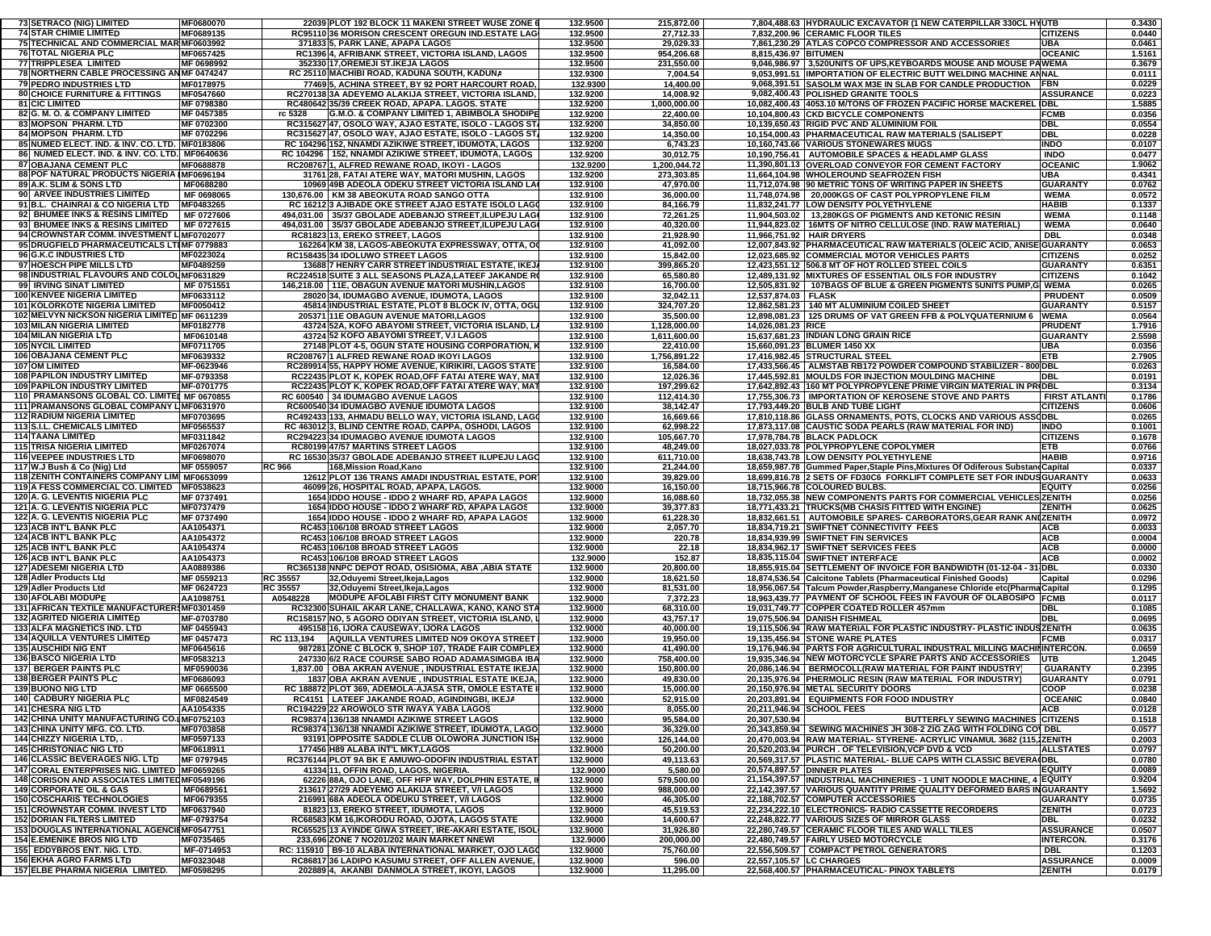| | | | | | | | | | |
|---|---|---|---|---|---|---|---|---|---|
| 73 | SETRACO (NIG) LIMITED | MF0680070 | 22039 PLOT 192 BLOCK 11 MAKENI STREET WUSE ZONE 6 | 132.9500 | 215,872.00 | 7,804,488.63 | HYDRAULIC EXCAVATOR (1 NEW CATERPILLAR 330CL HY | UTB | 0.3430 |
| 74 | STAR CHIMIE LIMITED | MF0689135 | RC95110 36 MORISON CRESCENT OREGUN IND.ESTATE LAG | 132.9500 | 27,712.33 | 7,832,200.96 | CERAMIC FLOOR TILES | CITIZENS | 0.0440 |
| 75 | TECHNICAL AND COMMERCIAL MAR | MF0603992 | 371833 5, PARK LANE, APAPA LAGOS | 132.9500 | 29,029.33 | 7,861,230.29 | ATLAS COPCO COMPRESSOR AND ACCESSORIES | UBA | 0.0461 |
| 76 | TOTAL NIGERIA PLC | MF0657425 | RC1396 4, AFRIBANK STREET, VICTORIA ISLAND, LAGOS | 132.9500 | 954,206.68 | 8,815,436.97 | BITUMEN | OCEANIC | 1.5161 |
| 77 | TRIPPLESEA LIMITED | MF 0698992 | 352330 17,OREMEJI ST.IKEJA LAGOS | 132.9500 | 231,550.00 | 9,046,986.97 | 3,520UNITS OF UPS,KEYBOARDS MOUSE AND MOUSE PA | WEMA | 0.3679 |
| 78 | NORTHERN CABLE PROCESSING AN | MF 0474247 | RC 25110 MACHIBI ROAD, KADUNA SOUTH, KADUNA | 132.9300 | 7,004.54 | 9,053,991.51 | IMPORTATION OF ELECTRIC BUTT WELDING MACHINE AN | NAL | 0.0111 |
| 79 | PEDRO INDUSTRIES LTD | MF0178975 | 77469 5, ACHINA STREET, BY 92 PORT HARCOURT ROAD, | 132.9300 | 14,400.00 | 9,068,391.51 | SASOLM WAX M3E IN SLAB FOR CANDLE PRODUCTION | FBN | 0.0229 |
| 80 | CHOICE FURNITURE & FITTINGS | MF0547660 | RC270138 3A ADEYEMO ALAKIJA STREET, VICTORIA ISLAND, | 132.9200 | 14,008.92 | 9,082,400.43 | POLISHED GRANITE TOOLS | ASSURANCE | 0.0223 |
| 81 | CIC LIMITED | MF 0798380 | RC480642 35/39 CREEK ROAD, APAPA. LAGOS. STATE | 132.9200 | 1,000,000.00 | 10,082,400.43 | 4053.10 M/TONS OF FROZEN PACIFIC HORSE MACKEREL | DBL | 1.5885 |
| 82 | G. M. O. & COMPANY LIMITED | MF 0457385 | rc 5328 G.M.O. & COMPANY LIMITED 1, ABIMBOLA SHODIPE | 132.9200 | 22,400.00 | 10,104,800.43 | CKD BICYCLE COMPONENTS | FCMB | 0.0356 |
| 83 | MOPSON PHARM. LTD | MF 0702300 | RC315627 47, OSOLO WAY, AJAO ESTATE, ISOLO - LAGOS ST | 132.9200 | 34,850.00 | 10,139,650.43 | RIGID PVC AND ALUMINIUM FOIL | DBL | 0.0554 |
| 84 | MOPSON PHARM. LTD | MF 0702296 | RC315627 47, OSOLO WAY, AJAO ESTATE, ISOLO - LAGOS ST | 132.9200 | 14,350.00 | 10,154,000.43 | PHARMACEUTICAL RAW MATERIALS (SALISEPT | DBL | 0.0228 |
| 85 | NUMED ELECT. IND. & INV. CO. LTD. | MF0183806 | RC 104296 152, NNAMDI AZIKIWE STREET, IDUMOTA, LAGOS | 132.9200 | 6,743.23 | 10,160,743.66 | VARIOUS STONEWARES MUGS | INDO | 0.0107 |
| 86 | NUMED ELECT. IND. & INV. CO. LTD. | MF0640636 | RC 104296 152, NNAMDI AZIKIWE STREET, IDUMOTA, LAGOS | 132.9200 | 30,012.75 | 10,190,756.41 | AUTOMOBILE SPACES & HEADLAMP GLASS | INDO | 0.0477 |
| 87 | OBAJANA CEMENT PLC | MF0688878 | RC208767 1, ALFRED REWANE ROAD, IKOYI - LAGOS | 132.9200 | 1,200,044.72 | 11,390,801.13 | OVERLOAD CONVEYOR FOR CEMENT FACTORY | OCEANIC | 1.9062 |
| 88 | POF NATURAL PRODUCTS NIGERIA | MF0696194 | 31761 28, FATAI ATERE WAY, MATORI MUSHIN, LAGOS | 132.9200 | 273,303.85 | 11,664,104.98 | WHOLEROUND SEAFROZEN FISH | UBA | 0.4341 |
| 89 | A.K. SLIM & SONS LTD | MF0688280 | 10969 49B ADEOLA ODEKU STREET VICTORIA ISLAND LA | 132.9100 | 47,970.00 | 11,712,074.98 | 90 METRIC TONS OF WRITING PAPER IN SHEETS | GUARANTY | 0.0762 |
| 90 | ARVEE INDUSTRIES LIMITED | MF 0698065 | 130,676.00 KM 38 ABEOKUTA ROAD SANGO OTTA | 132.9100 | 36,000.00 | 11,748,074.98 | 20,000KGS OF CAST POLYPROPYLENE FILM | WEMA | 0.0572 |
| 91 | B.L. CHAINRAI & CO NIGERIA LTD | MF0483265 | RC 16212 3 AJIBADE OKE STREET AJAO ESTATE ISOLO LAG | 132.9100 | 84,166.79 | 11,832,241.77 | LOW DENSITY POLYETHYLENE | HABIB | 0.1337 |
| 92 | BHUMEE INKS & RESINS LIMITED | MF 0727606 | 494,031.00 35/37 GBOLADE ADEBANJO STREET,ILUPEJU LAG | 132.9100 | 72,261.25 | 11,904,503.02 | 13,280KGS OF PIGMENTS AND KETONIC RESIN | WEMA | 0.1148 |
| 93 | BHUMEE INKS & RESINS LIMITED | MF 0727615 | 494,031.00 35/37 GBOLADE ADEBANJO STREET,ILUPEJU LAG | 132.9100 | 40,320.00 | 11,944,823.02 | 16MTS OF NITRO CELLULOSE (IND. RAW MATERIAL) | WEMA | 0.0640 |
| 94 | CROWNSTAR COMM. INVESTMENT L | MF0702077 | RC81823 13, EREKO STREET, LAGOS | 132.9100 | 21,928.90 | 11,966,751.92 | HAIR DRYERS | DBL | 0.0348 |
| 95 | DRUGFIELD PHARMACEUTICALS LT | MF 0779883 | 162264 KM 38, LAGOS-ABEOKUTA EXPRESSWAY, OTTA, O | 132.9100 | 41,092.00 | 12,007,843.92 | PHARMACEUTICAL RAW MATERIALS (OLEIC ACID, ANISE | GUARANTY | 0.0653 |
| 96 | G.K.C INDUSTRIES LTD | MF0223024 | RC158435 34 IDOLUWO STREET LAGOS | 132.9100 | 15,842.00 | 12,023,685.92 | COMMERCIAL MOTOR VEHICLES PARTS | CITIZENS | 0.0252 |
| 97 | HOESCH PIPE MILLS LTD | MF0489259 | 13688 7 HENRY CARR STREET INDUSTRIAL ESTATE, IKEJ | 132.9100 | 399,865.20 | 12,423,551.12 | 506.8 MT OF HOT ROLLED STEEL COILS | GUARANTY | 0.6351 |
| 98 | INDUSTRIAL FLAVOURS AND COLOU | MF0631829 | RC224518 SUITE 3 ALL SEASONS PLAZA,LATEEF JAKANDE R | 132.9100 | 65,580.80 | 12,489,131.92 | MIXTURES OF ESSENTIAL OILS FOR INDUSTRY | CITIZENS | 0.1042 |
| 99 | IRVING SINAT LIMITED | MF 0751551 | 146,218.00 11E, OBAGUN AVENUE MATORI MUSHIN,LAGOS | 132.9100 | 16,700.00 | 12,505,831.92 | 107BAGS OF BLUE & GREEN PIGMENTS 5UNITS PUMP,G | WEMA | 0.0265 |
| 100 | KENVEE NIGERIA LIMITED | MF0633112 | 28020 34, IDUMAGBO AVENUE, IDUMOTA, LAGOS | 132.9100 | 32,042.11 | 12,537,874.03 | FLASK | PRUDENT | 0.0509 |
| 101 | KOLORKOTE NIGERIA LIMITED | MF0050412 | 45814 INDUSTRIAL ESTATE, PLOT 8 BLOCK IV, OTTA, OGU | 132.9100 | 324,707.20 | 12,862,581.23 | 140 MT ALUMINIUM COILED SHEET | GUARANTY | 0.5157 |
| 102 | MELVYN NICKSON NIGERIA LIMITED | MF 0611239 | 205371 11E OBAGUN AVENUE MATORI,LAGOS | 132.9100 | 35,500.00 | 12,898,081.23 | 125 DRUMS OF VAT GREEN FFB & POLYQUATERNIUM 6 | WEMA | 0.0564 |
| 103 | MILAN NIGERIA LIMITED | MF0182778 | 43724 52A, KOFO ABAYOMI STREET, VICTORIA ISLAND, L | 132.9100 | 1,128,000.00 | 14,026,081.23 | RICE | PRUDENT | 1.7916 |
| 104 | MILAN NIGERIA LTD | MF0610148 | 43724 52 KOFO ABAYOMI STREET, V.I LAGOS | 132.9100 | 1,611,600.00 | 15,637,681.23 | INDIAN LONG GRAIN RICE | GUARANTY | 2.5598 |
| 105 | NYCIL LIMITED | MF0711705 | 27148 PLOT 4-5, OGUN STATE HOUSING CORPORATION, K | 132.9100 | 22,410.00 | 15,660,091.23 | BLUMER 1450 XX | UBA | 0.0356 |
| 106 | OBAJANA CEMENT PLC | MF0639332 | RC208767 1 ALFRED REWANE ROAD IKOYI LAGOS | 132.9100 | 1,756,891.22 | 17,416,982.45 | STRUCTURAL STEEL | ETB | 2.7905 |
| 107 | OM LIMITED | MF-0623946 | RC289914 55, HAPPY HOME AVENUE, KIRIKIRI, LAGOS STATE | 132.9100 | 16,584.00 | 17,433,566.45 | ALMSTAB RB172 POWDER COMPOUND STABILIZER - 800 | DBL | 0.0263 |
| 108 | PAPILON INDUSTRY LIMITED | MF-0793358 | RC22435 PLOT K, KOPEK ROAD,OFF FATAI ATERE WAY, MAT | 132.9100 | 12,026.36 | 17,445,592.81 | MOULDS FOR INJECTION MOULDING MACHINE | DBL | 0.0191 |
| 109 | PAPILON INDUSTRY LIMITED | MF-0701775 | RC22435 PLOT K, KOPEK ROAD,OFF FATAI ATERE WAY, MAT | 132.9100 | 197,299.62 | 17,642,892.43 | 160 MT POLYPROPYLENE PRIME VIRGIN MATERIAL IN PR | DBL | 0.3134 |
| 110 | PRAMANSONS GLOBAL CO. LIMITE | MF 0670855 | RC 600540 34 IDUMAGBO AVENUE LAGOS | 132.9100 | 112,414.30 | 17,755,306.73 | IMPORTATION OF KEROSENE STOVE AND PARTS | FIRST ATLANTI | 0.1786 |
| 111 | PRAMANSONS GLOBAL COMPANY L | MF0631970 | RC600540 34 IDUMAGBO AVENUE IDUMOTA LAGOS | 132.9100 | 38,142.47 | 17,793,449.20 | BULB AND TUBE LIGHT | CITIZENS | 0.0606 |
| 112 | RADIUM NIGERIA LIMITED | MF0700695 | RC492433 133, AHMADU BELLO WAY, VICTORIA ISLAND, LAG | 132.9100 | 16,669.66 | 17,810,118.86 | GLASS ORNAMENTS, POTS, CLOCKS AND VARIOUS ASSO | DBL | 0.0265 |
| 113 | S.I.L. CHEMICALS LIMITED | MF0565537 | RC 463012 3, BLIND CENTRE ROAD, CAPPA, OSHODI, LAGOS | 132.9100 | 62,998.22 | 17,873,117.08 | CAUSTIC SODA PEARLS (RAW MATERIAL FOR IND) | INDO | 0.1001 |
| 114 | TAANA LIMITED | MF0311842 | RC294223 34 IDUMAGBO AVENUE IDUMOTA LAGOS | 132.9100 | 105,667.70 | 17,978,784.78 | BLACK PADLOCK | CITIZENS | 0.1678 |
| 115 | TRISA NIGERIA LIMITED | MF0267074 | RC80199 47/57 MARTINS STREET LAGOS | 132.9100 | 48,249.00 | 18,027,033.78 | POLYPROPYLENE COPOLYMER | ETB | 0.0766 |
| 116 | VEEPEE INDUSTRIES LTD | MF0698070 | RC 16530 35/37 GBOLADE ADEBANJO STREET ILUPEJU LAG | 132.9100 | 611,710.00 | 18,638,743.78 | LOW DENSITY POLYETHYLENE | HABIB | 0.9716 |
| 117 | W.J Bush & Co (Nig) Ltd | MF 0559057 | RC 966 168,Mission Road,Kano | 132.9100 | 21,244.00 | 18,659,987.78 | Gummed Paper,Staple Pins,Mixtures Of Odiferous Substan | Capital | 0.0337 |
| 118 | ZENITH CONTAINERS COMPANY LIM | MF0653099 | 12612 PLOT 136 TRANS AMADI INDUSTRIAL ESTATE, POR | 132.9100 | 39,829.00 | 18,699,816.78 | 2 SETS OF FD30C6 FORKLIFT COMPLETE SET FOR INDUS | GUARANTY | 0.0633 |
| 119 | A FESS COMMERCIAL CO. LIMITED | MF0538623 | 46099 26, HOSPITAL ROAD, APAPA, LAGOS. | 132.9000 | 16,150.00 | 18,715,966.78 | COLOURED BULBS. | EQUITY | 0.0256 |
| 120 | A. G. LEVENTIS NIGERIA PLC | MF0737491 | 1654 IDDO HOUSE - IDDO 2 WHARF RD, APAPA LAGOS | 132.9000 | 16,088.60 | 18,732,055.38 | NEW COMPONENTS PARTS FOR COMMERCIAL VEHICLES | ZENITH | 0.0256 |
| 121 | A. G. LEVENTIS NIGERIA PLC | MF0737479 | 1654 IDDO HOUSE - IDDO 2 WHARF RD, APAPA LAGOS | 132.9000 | 39,377.83 | 18,771,433.21 | TRUCKS(MB CHASIS FITTED WITH ENGINE) | ZENITH | 0.0625 |
| 122 | A. G. LEVENTIS NIGERIA PLC | MF 0737490 | 1654 IDDO HOUSE - IDDO 2 WHARF RD, APAPA LAGOS | 132.9000 | 61,228.30 | 18,832,661.51 | AUTOMOBILE SPARES- CARBORATORS,GEAR RANK AN | ZENITH | 0.0972 |
| 123 | ACB INT'L BANK PLC | AA1054371 | RC453 106/108 BROAD STREET LAGOS | 132.9000 | 2,057.70 | 18,834,719.21 | SWIFTNET CONNECTIVITY FEES | ACB | 0.0033 |
| 124 | ACB INT'L BANK PLC | AA1054372 | RC453 106/108 BROAD STREET LAGOS | 132.9000 | 220.78 | 18,834,939.99 | SWIFTNET FIN SERVICES | ACB | 0.0004 |
| 125 | ACB INT'L BANK PLC | AA1054374 | RC453 106/108 BROAD STREET LAGOS | 132.9000 | 22.18 | 18,834,962.17 | SWIFTNET SERVICES FEES | ACB | 0.0000 |
| 126 | ACB INT'L BANK PLC | AA1054373 | RC453 106/108 BROAD STREET LAGOS | 132.9000 | 152.87 | 18,835,115.04 | SWIFTNET INTERFACE | ACB | 0.0002 |
| 127 | ADESEMI NIGERIA LTD | AA0889386 | RC365138 NNPC DEPOT ROAD, OSISIOMA, ABA ,ABIA STATE | 132.9000 | 20,800.00 | 18,855,915.04 | SETTLEMENT OF INVOICE FOR BANDWIDTH (01-12-04 - 31 | DBL | 0.0330 |
| 128 | Adler Products Ltd | MF 0559213 | RC 35557 32,Oduyemi Street,Ikeja,Lagos | 132.9000 | 18,621.50 | 18,874,536.54 | Calcitone Tablets (Pharmaceutical Finished Goods) | Capital | 0.0296 |
| 129 | Adler Products Ltd | MF 0624723 | RC 35557 32,Oduyemi Street,Ikeja,Lagos | 132.9000 | 81,531.00 | 18,956,067.54 | Talcum Powder,Raspberry,Manganese Chloride etc(Pharma | Capital | 0.1295 |
| 130 | AFOLABI MODUPE | AA1098751 | A0548228 MODUPE AFOLABI FIRST CITY MONUMENT BANK | 132.9000 | 7,372.23 | 18,963,439.77 | PAYMENT OF SCHOOL FEES IN FAVOUR OF OLABOSIPO | FCMB | 0.0117 |
| 131 | AFRICAN TEXTILE MANUFACTURERS | MF0301459 | RC32300 SUHAIL AKAR LANE, CHALLAWA, KANO, KANO STA | 132.9000 | 68,310.00 | 19,031,749.77 | COPPER COATED ROLLER 457mm | DBL | 0.1085 |
| 132 | AGRITED NIGERIA LIMITED | MF-0703780 | RC158157 NO, 5 AGORO ODIYAN STREET, VICTORIA ISLAND, | 132.9000 | 43,757.17 | 19,075,506.94 | DANISH FISHMEAL | DBL | 0.0695 |
| 133 | ALFA MAGNETICS IND. LTD | MF 0455943 | 495158 16, IJORA CAUSEWAY, IJORA LAGOS | 132.9000 | 40,000.00 | 19,115,506.94 | RAW MATERIAL FOR PLASTIC INDUSTRY- PLASTIC INDUS | ZENITH | 0.0635 |
| 134 | AQUILLA VENTURES LIMITED | MF 0457473 | RC 113,194 AQUILLA VENTURES LIMITED NO9 OKOYA STREET | 132.9000 | 19,950.00 | 19,135,456.94 | STONE WARE PLATES | FCMB | 0.0317 |
| 135 | AUSCHIDI NIG ENT | MF0645616 | 987281 ZONE C BLOCK 9, SHOP 107, TRADE FAIR COMPLEX | 132.9000 | 41,490.00 | 19,176,946.94 | PARTS FOR AGRICULTURAL INDUSTRAL MILLING MACHIN | INTERCON. | 0.0659 |
| 136 | BASCO NIGERIA LTD | MF0583213 | 247330 6/2 RACE COURSE SABO ROAD ADAMASIMGBA IBA | 132.9000 | 758,400.00 | 19,935,346.94 | NEW MOTORCYCLE SPARE PARTS AND ACCESSORIES | UTB | 1.2045 |
| 137 | BERGER PAINTS PLC | MF0590036 | 1,837.00 OBA AKRAN AVENUE , INDUSTRIAL ESTATE IKEJA | 132.9000 | 150,800.00 | 20,086,146.94 | BERMOCOLL(RAW MATERIAL FOR PAINT INDUSTRY) | GUARANTY | 0.2395 |
| 138 | BERGER PAINTS PLC | MF0686093 | 1837 OBA AKRAN AVENUE , INDUSTRIAL ESTATE IKEJA, | 132.9000 | 49,830.00 | 20,135,976.94 | PHERMOLIC RESIN (RAW MATERIAL FOR INDUSTRY) | GUARANTY | 0.0791 |
| 139 | BUONO NIG LTD | MF 0665500 | RC 188872 PLOT 369, ADEMOLA-AJASA STR, OMOLE ESTATE | 132.9000 | 15,000.00 | 20,150,976.94 | METAL SECURITY DOORS | COOP | 0.0238 |
| 140 | CADBURY NIGERIA PLC | MF0824549 | RC4151 LATEEF JAKANDE ROAD, AGINDINGBI, IKEJA | 132.9000 | 52,915.00 | 20,203,891.94 | EQUIPMENTS FOR FOOD INDUSTRY | OCEANIC | 0.0840 |
| 141 | CHESRA NIG LTD | AA1054335 | RC194229 22 AROWOLO STR IWAYA YABA LAGOS | 132.9000 | 8,055.00 | 20,211,946.94 | SCHOOL FEES | ACB | 0.0128 |
| 142 | CHINA UNITY MANUFACTURING CO.L | MF0752103 | RC98374 136/138 NNAMDI AZIKIWE STREET LAGOS | 132.9000 | 95,584.00 | 20,307,530.94 | BUTTERFLY SEWING MACHINES | CITIZENS | 0.1518 |
| 143 | CHINA UNITY MFG. CO. LTD. | MF0703858 | RC98374 136/138 NNAMDI AZIKIWE STREET, IDUMOTA, LAGO | 132.9000 | 36,329.00 | 20,343,859.94 | SEWING MACHINES JH 308-2 ZIG ZAG WITH FOLDING CO | DBL | 0.0577 |
| 144 | CHIZZY NIGERIA LTD, . | MF0597133 | 93191 OPPOSITE SADDLE CLUB OLOWORA JUNCTION ISH | 132.9000 | 126,144.00 | 20,470,003.94 | RAW MATERIAL- STYRENE- ACRYLIC VINAMUL 3682 (115,2 | ZENITH | 0.2003 |
| 145 | CHRISTONIAC NIG LTD | MF0618911 | 177456 H89 ALABA INT'L MKT,LAGOS | 132.9000 | 50,200.00 | 20,520,203.94 | PURCH . OF TELEVISION,VCP DVD & VCD | ALLSTATES | 0.0797 |
| 146 | CLASSIC BEVERAGES NIG. LTD | MF 0797945 | RC376144 PLOT 9A BK E AMUWO-ODOFIN INDUSTRIAL ESTAT | 132.9000 | 49,113.63 | 20,569,317.57 | PLASTIC MATERIAL- BLUE CAPS WITH CLASSIC BEVERA | DBL | 0.0780 |
| 147 | CORAL ENTERPRISES NIG. LIMITED | MF0659265 | 41334 11, OFFIN ROAD, LAGOS, NIGERIA. | 132.9000 | 5,580.00 | 20,574,897.57 | DINNER PLATES | EQUITY | 0.0089 |
| 148 | CORISON AND ASSOCIATES LIMITED | MF0549196 | 62226 88A, OJO LANE, OFF HFP WAY, DOLPHIN ESTATE, I | 132.9000 | 579,500.00 | 21,154,397.57 | INDUSTRIAL MACHINERIES - 1 UNIT NOODLE MACHINE, 4 | EQUITY | 0.9204 |
| 149 | CORPORATE OIL & GAS | MF0689561 | 213617 27/29 ADEYEMO ALAKIJA STREET, V/I LAGOS | 132.9000 | 988,000.00 | 22,142,397.57 | VARIOUS QUANTITY PRIME QUALITY DEFORMED BARS IN | GUARANTY | 1.5692 |
| 150 | COSCHARIS TECHNOLOGIES | MF0679355 | 216991 68A ADEOLA ODEUKU STREET, V/I LAGOS | 132.9000 | 46,305.00 | 22,188,702.57 | COMPUTER ACCESSORIES | GUARANTY | 0.0735 |
| 151 | CROWNSTAR COMM. INVEST LTD | MF0637940 | 81823 13, EREKO STREET, IDUMOTA, LAGOS | 132.9000 | 45,519.53 | 22,234,222.10 | ELECTRONICS- RADIO CASSETTE RECORDERS | ZENITH | 0.0723 |
| 152 | DORIAN FILTERS LIMITED | MF-0793754 | RC68583 KM 16,IKORODU ROAD, OJOTA, LAGOS STATE | 132.9000 | 14,600.67 | 22,248,822.77 | VARIOUS SIZES OF MIRROR GLASS | DBL | 0.0232 |
| 153 | DOUGLAS INTERNATIONAL AGENCIE | MF0547751 | RC65525 13 AYINDE GIWA STREET, IRE-AKARI ESTATE, ISOL | 132.9000 | 31,926.80 | 22,280,749.57 | CERAMIC FLOOR TILES AND WALL TILES | ASSURANCE | 0.0507 |
| 154 | E.EMENIKE BROS NIG LTD | MF0735465 | 233,696 ZONE 7 NO201/202 MAIN MARKET NNEWI | 132.9000 | 200,000.00 | 22,480,749.57 | FAIRLY USED MOTORCYCLE | INTERCON. | 0.3176 |
| 155 | EDDYBROS ENT. NIG. LTD. | MF-0714953 | RC: 115910 B9-10 ALABA INTERNATIONAL MARKET, OJO LAG | 132.9000 | 75,760.00 | 22,556,509.57 | COMPACT PETROL GENERATORS | DBL | 0.1203 |
| 156 | EKHA AGRO FARMS LTD | MF0323048 | RC86817 36 LADIPO KASUMU STREET, OFF ALLEN AVENUE, | 132.9000 | 596.00 | 22,557,105.57 | LC CHARGES | ASSURANCE | 0.0009 |
| 157 | ELBE PHARMA NIGERIA LIMITED. | MF0598295 | 202889 4, AKANBI DANMOLA STREET, IKOYI, LAGOS | 132.9000 | 11,295.00 | 22,568,400.57 | PHARMACEUTICAL- PINOX TABLETS | ZENITH | 0.0179 |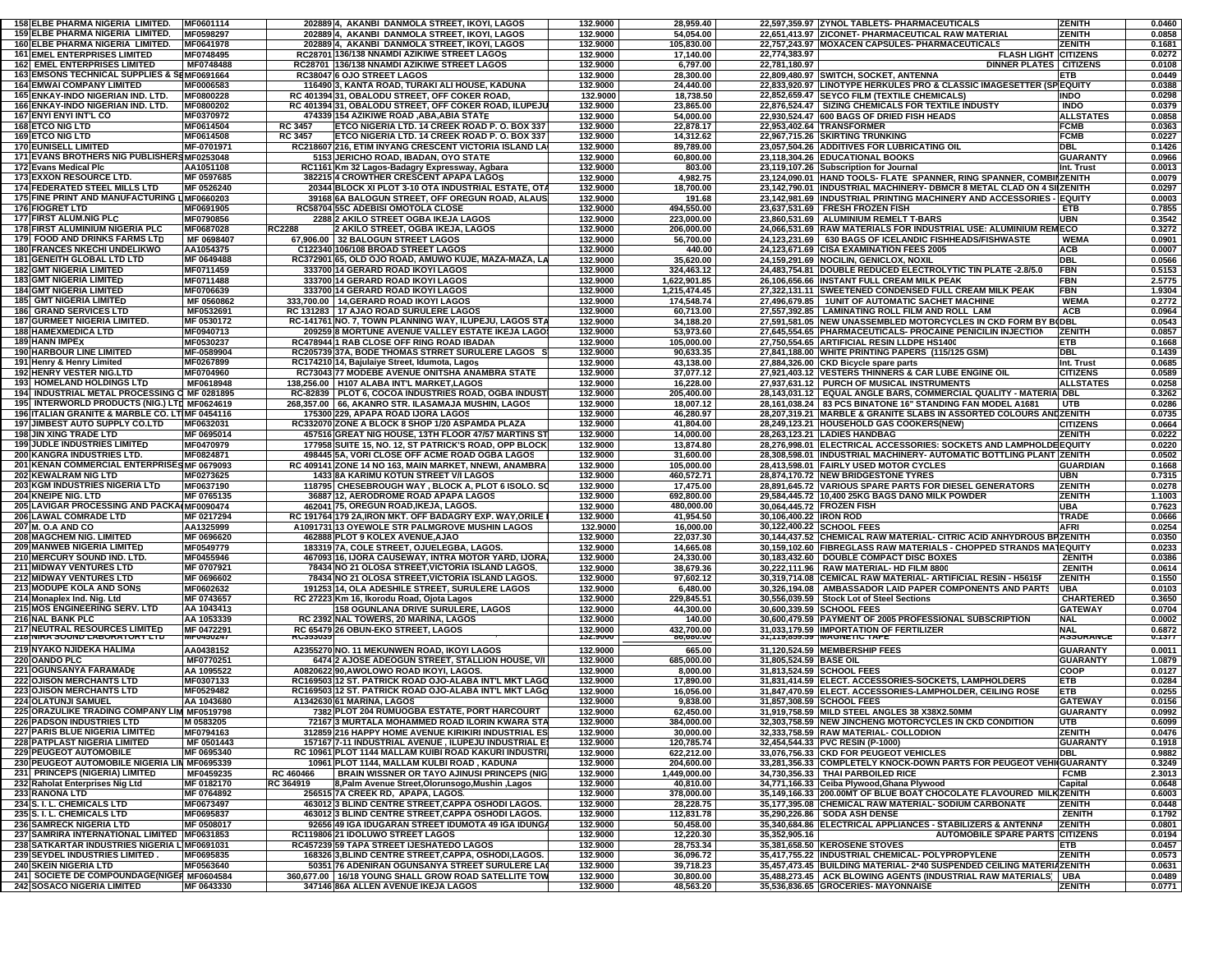| | | | | | | | | | |
|---|---|---|---|---|---|---|---|---|---|
| 158 | ELBE PHARMA NIGERIA LIMITED. | MF0601114 | 202889 | 4, AKANBI DANMOLA STREET, IKOYI, LAGOS | 132.9000 | 28,959.40 | 22,597,359.97 | ZYNOL TABLETS- PHARMACEUTICALS | ZENITH | 0.0460 |
| 159 | ELBE PHARMA NIGERIA LIMITED. | MF0598297 | 202889 | 4, AKANBI DANMOLA STREET, IKOYI, LAGOS | 132.9000 | 54,054.00 | 22,651,413.97 | ZICONET- PHARMACEUTICAL RAW MATERIAL | ZENITH | 0.0858 |
| 160 | ELBE PHARMA NIGERIA LIMITED. | MF0641978 | 202889 | 4, AKANBI DANMOLA STREET, IKOYI, LAGOS | 132.9000 | 105,830.00 | 22,757,243.97 | MOXACEN CAPSULES- PHARMACEUTICALS | ZENITH | 0.1681 |
| 161 | EMEL ENTERPRISES LIMITED | MF0748495 | RC28701 | 136/138 NNAMDI AZIKIWE STREET LAGOS | 132.9000 | 17,140.00 | 22,774,383.97 | FLASH LIGHT | CITIZENS | 0.0272 |
| 162 | EMEL ENTERPRISES LIMITED | MF0748488 | RC28701 | 136/138 NNAMDI AZIKIWE STREET LAGOS | 132.9000 | 6,797.00 | 22,781,180.97 | DINNER PLATES | CITIZENS | 0.0108 |
| 163 | EMSONS TECHNICAL SUPPLIES & SE | MF0691664 | RC38047 | 6 OJO STREET LAGOS | 132.9000 | 28,300.00 | 22,809,480.97 | SWITCH, SOCKET, ANTENNA | ETB | 0.0449 |
| 164 | EMWAI COMPANY LIMITED | MF0006583 | 116490 | 3, KANTA ROAD, TURAKI ALI HOUSE, KADUNA | 132.9000 | 24,440.00 | 22,833,920.97 | LINOTYPE HERKULES PRO & CLASSIC IMAGESETTER (SP | EQUITY | 0.0388 |
| 165 | ENKAY-INDO NIGERIAN IND. LTD. | MF0800228 | RC 401394 | 31, OBALODU STREET, OFF COKER ROAD, | 132.9000 | 18,738.50 | 22,852,659.47 | SEYCO FILM (TEXTILE CHEMICALS) | INDO | 0.0298 |
| 166 | ENKAY-INDO NIGERIAN IND. LTD. | MF0800202 | RC 401394 | 31, OBALODU STREET, OFF COKER ROAD, ILUPEJU | 132.9000 | 23,865.00 | 22,876,524.47 | SIZING CHEMICALS FOR TEXTILE INDUSTY | INDO | 0.0379 |
| 167 | ENYI ENYI INT'L CO | MF0370972 | 474339 | 154 AZIKIWE ROAD ,ABA,ABIA STATE | 132.9000 | 54,000.00 | 22,930,524.47 | 600 BAGS OF DRIED FISH HEADS | ALLSTATES | 0.0858 |
| 168 | ETCO NIG LTD | MF0614504 | RC 3457 | ETCO NIGERIA LTD. 14 CREEK ROAD P. O. BOX 337 | 132.9000 | 22,878.17 | 22,953,402.64 | TRANSFORMER | FCMB | 0.0363 |
| 169 | ETCO NIG LTD | MF0614508 | RC 3457 | ETCO NIGERIA LTD. 14 CREEK ROAD P. O. BOX 337 | 132.9000 | 14,312.62 | 22,967,715.26 | SKIRTING TRUNKING | FCMB | 0.0227 |
| 170 | EUNISELL LIMITED | MF-0701971 | RC218607 | 216, ETIM INYANG CRESCENT VICTORIA ISLAND LA | 132.9000 | 89,789.00 | 23,057,504.26 | ADDITIVES FOR LUBRICATING OIL | DBL | 0.1426 |
| 171 | EVANS BROTHERS NIG PUBLISHERS | MF0253048 | 5153 | JERICHO ROAD, IBADAN, OYO STATE | 132.9000 | 60,800.00 | 23,118,304.26 | EDUCATIONAL BOOKS | GUARANTY | 0.0966 |
| 172 | Evans Medical Plc | AA1051108 | RC1161 | Km 32 Lagos-Badagry Expressway, Agbara | 132.9000 | 803.00 | 23,119,107.26 | Subscription for Journal | Int. Trust | 0.0013 |
| 173 | EXXON RESOURCE LTD. | MF 0597685 | 382215 | 4 CROWTHER CRESCENT APAPA LAGOS | 132.9000 | 4,982.75 | 23,124,090.01 | HAND TOOLS- FLATE SPANNER, RING SPANNER, COMBIN | ZENITH | 0.0079 |
| 174 | FEDERATED STEEL MILLS LTD | MF 0526240 | 20344 | BLOCK XI PLOT 3-10 OTA INDUSTRIAL ESTATE, OTA | 132.9000 | 18,700.00 | 23,142,790.01 | INDUSTRIAL MACHINERY- DBMCR 8 METAL CLAD ON 4 SI | ZENITH | 0.0297 |
| 175 | FINE PRINT AND MANUFACTURING L | MF0660203 | 39168 | 6A BALOGUN STREET, OFF OREGUN ROAD, ALAUS | 132.9000 | 191.68 | 23,142,981.69 | INDUSTRIAL PRINTING MACHINERY AND ACCESSORIES - | EQUITY | 0.0003 |
| 176 | FIOGRET LTD | MF0691905 | RC58704 | 55C ADEBISI OMOTOLA CLOSE | 132.9000 | 494,550.00 | 23,637,531.69 | FRESH FROZEN FISH | ETB | 0.7855 |
| 177 | FIRST ALUM.NIG PLC | MF0790856 | 2288 | 2 AKILO STREET OGBA IKEJA LAGOS | 132.9000 | 223,000.00 | 23,860,531.69 | ALUMINIUM REMELT T-BARS | UBN | 0.3542 |
| 178 | FIRST ALUMINIUM NIGERIA PLC | MF0687028 | RC2288 | 2 AKILO STREET, OGBA IKEJA, LAGOS | 132.9000 | 206,000.00 | 24,066,531.69 | RAW MATERIALS FOR INDUSTRIAL USE: ALUMINIUM REM | ECO | 0.3272 |
| 179 | FOOD AND DRINKS FARMS LTD | MF 0698407 | 67,906.00 | 32 BALOGUN STREET LAGOS | 132.9000 | 56,700.00 | 24,123,231.69 | 630 BAGS OF ICELANDIC FISHHEADS/FISHWASTE | WEMA | 0.0901 |
| 180 | FRANCES NKECHI UNDELIKWO | AA1054375 | C122340 | 106/108 BROAD STREET LAGOS | 132.9000 | 440.00 | 24,123,671.69 | CISA EXAMINATION FEES 2005 | ACB | 0.0007 |
| 181 | GENEITH GLOBAL LTD LTD | MF 0649488 | RC372901 | 65, OLD OJO ROAD, AMUWO KUJE, MAZA-MAZA, LA | 132.9000 | 35,620.00 | 24,159,291.69 | NOCILIN, GENICLOX, NOXIL | DBL | 0.0566 |
| 182 | GMT NIGERIA LIMITED | MF0711459 | 333700 | 14 GERARD ROAD IKOYI LAGOS | 132.9000 | 324,463.12 | 24,483,754.81 | DOUBLE REDUCED ELECTROLYTIC TIN PLATE -2.8/5.0 | FBN | 0.5153 |
| 183 | GMT NIGERIA LIMITED | MF0711488 | 333700 | 14 GERARD ROAD IKOYI LAGOS | 132.9000 | 1,622,901.85 | 26,106,656.66 | INSTANT FULL CREAM MILK PEAK | FBN | 2.5775 |
| 184 | GMT NIGERIA LIMITED | MF0706639 | 333700 | 14 GERARD ROAD IKOYI LAGOS | 132.9000 | 1,215,474.45 | 27,322,131.11 | SWEETENED CONDENSED FULL CREAM MILK PEAK | FBN | 1.9304 |
| 185 | GMT NIGERIA LIMITED | MF 0560862 | 333,700.00 | 14,GERARD ROAD IKOYI LAGOS | 132.9000 | 174,548.74 | 27,496,679.85 | 1UNIT OF AUTOMATIC SACHET MACHINE | WEMA | 0.2772 |
| 186 | GRAND SERVICES LTD | MF0532691 | RC 131283 | 17 AJAO ROAD SURULERE LAGOS | 132.9000 | 60,713.00 | 27,557,392.85 | LAMINATING ROLL FILM AND ROLL LAM | ACB | 0.0964 |
| 187 | GURMEET NIGERIA LIMITED. | MF 0530172 | RC-141761 | NO. 7, TOWN PLANNING WAY, ILUPEJU, LAGOS STA | 132.9000 | 34,188.20 | 27,591,581.05 | NEW UNASSEMBLED MOTORCYCLES IN CKD FORM BY BO | DBL | 0.0543 |
| 188 | HAMEXMEDICA LTD | MF0940713 | 209259 | 8 MORTUNE AVENUE VALLEY ESTATE IKEJA LAGOS | 132.9000 | 53,973.60 | 27,645,554.65 | PHARMACEUTICALS- PROCAINE PENICILIN INJECTION | ZENITH | 0.0857 |
| 189 | HANN IMPEX | MF0530237 | RC478944 | 1 RAB CLOSE OFF RING ROAD IBADAN | 132.9000 | 105,000.00 | 27,750,554.65 | ARTIFICIAL RESIN LLDPE HS1400 | ETB | 0.1668 |
| 190 | HARBOUR LINE LIMITED | MF-0589904 | RC205739 | 37A, BODE THOMAS STRRET SURULERE LAGOS S | 132.9000 | 90,633.35 | 27,841,188.00 | WHITE PRINTING PAPERS (115/125 GSM) | DBL | 0.1439 |
| 191 | Henry & Henry Limited | MF0267899 | RC174210 | 14, Bajulaiye Street, Idumota, Lagos | 132.9000 | 43,138.00 | 27,884,326.00 | CKD Bicycle spare parts | Int. Trust | 0.0685 |
| 192 | HENRY VESTER NIG.LTD | MF0704960 | RC73043 | 77 MODEBE AVENUE ONITSHA ANAMBRA STATE | 132.9000 | 37,077.12 | 27,921,403.12 | VESTERS THINNERS & CAR LUBE ENGINE OIL | CITIZENS | 0.0589 |
| 193 | HOMELAND HOLDINGS LTD | MF0618948 | 138,256.00 | H107 ALABA INT'L MARKET,LAGOS | 132.9000 | 16,228.00 | 27,937,631.12 | PURCH OF MUSICAL INSTRUMENTS | ALLSTATES | 0.0258 |
| 194 | INDUSTRIAL METAL PROCESSING C | MF 0281895 | RC-82839 | PLOT 6, COCOA INDUSTRIES ROAD, OGBA INDUST | 132.9000 | 205,400.00 | 28,143,031.12 | EQUAL ANGLE BARS, COMMERCIAL QUALITY - MATERIA | DBL | 0.3262 |
| 195 | INTERWORLD PRODUCTS (NIG.) LTD | MF0624619 | 268,357.00 | 66, AKANRO STR. ILASAMAJA MUSHIN, LAGOS | 132.9000 | 18,007.12 | 28,161,038.24 | 83 PCS BINATONE 16" STANDING FAN MODEL A1681 | UTB | 0.0286 |
| 196 | ITALIAN GRANITE & MARBLE CO. LT | MF0454116 | 175300 | 229, APAPA ROAD IJORA LAGOS | 132.9000 | 46,280.97 | 28,207,319.21 | MARBLE & GRANITE SLABS IN ASSORTED COLOURS AND | ZENITH | 0.0735 |
| 197 | JIMBEST AUTO SUPPLY CO.LTD | MF0632031 | RC332070 | ZONE A BLOCK 8 SHOP 1/20 ASPAMDA PLAZA | 132.9000 | 41,804.00 | 28,249,123.21 | HOUSEHOLD GAS COOKERS(NEW) | CITIZENS | 0.0664 |
| 198 | JIN XING TRADE LTD | MF 0695014 | 457516 | GREAT NIG HOUSE, 13TH FLOOR 47/57 MARTINS ST | 132.9000 | 14,000.00 | 28,263,123.21 | LADIES HANDBAG | ZENITH | 0.0222 |
| 199 | JUDLE INDUSTRIES LIMITED | MF0470979 | 177958 | SUITE 15, NO. 12, ST PATRICK'S ROAD, OPP BLOCK | 132.9000 | 13,874.80 | 28,276,998.01 | ELECTRICAL ACCESSORIES: SOCKETS AND LAMPHOLDE | EQUITY | 0.0220 |
| 200 | KANGRA INDUSTRIES LTD. | MF0824871 | 498445 | 5A, VORI CLOSE OFF ACME ROAD OGBA LAGOS | 132.9000 | 31,600.00 | 28,308,598.01 | INDUSTRIAL MACHINERY- AUTOMATIC BOTTLING PLANT | ZENITH | 0.0502 |
| 201 | KENAN COMMERCIAL ENTERPRISES | MF 0679093 | RC 409141 | ZONE 14 NO 163, MAIN MARKET, NNEWI, ANAMBRA | 132.9000 | 105,000.00 | 28,413,598.01 | FAIRLY USED MOTOR CYCLES | GUARDIAN | 0.1668 |
| 202 | KEWALRAM NIG LTD | MF0273625 | 1433 | 8A KARIMU KOTUN STREET V/I LAGOS | 132.9000 | 460,572.71 | 28,874,170.72 | NEW BRIDGESTONE TYRES | UBN | 0.7315 |
| 203 | KGM INDUSTRIES NIGERIA LTD | MF0637190 | 118795 | CHESEBROUGH WAY , BLOCK A, PLOT 6 ISOLO. SO | 132.9000 | 17,475.00 | 28,891,645.72 | VARIOUS SPARE PARTS FOR DIESEL GENERATORS | ZENITH | 0.0278 |
| 204 | KNEIPE NIG. LTD | MF 0765135 | 36887 | 12, AERODROME ROAD APAPA LAGOS | 132.9000 | 692,800.00 | 29,584,445.72 | 10,400 25KG BAGS DANO MILK POWDER | ZENITH | 1.1003 |
| 205 | LAVIGAR PROCESSING AND PACKA | MF0090474 | 462041 | 75, OREGUN ROAD,IKEJA, LAGOS. | 132.9000 | 480,000.00 | 30,064,445.72 | FROZEN FISH | UBA | 0.7623 |
| 206 | LAWAL COMRADE LTD | MF 0217294 | RC 191764 | 179 2A,IRON MKT. OFF BADAGRY EXP. WAY,ORILE | 132.9000 | 41,954.50 | 30,106,400.22 | IRON ROD | TRADE | 0.0666 |
| 207 | M. O.A AND CO | AA1325999 | A1091731 | 13 OYEWOLE STR PALMGROVE MUSHIN LAGOS | 132.9000 | 16,000.00 | 30,122,400.22 | SCHOOL FEES | AFRI | 0.0254 |
| 208 | MAGCHEM NIG. LIMITED | MF 0696620 | 462888 | PLOT 9 KOLEX AVENUE,AJAO | 132.9000 | 22,037.30 | 30,144,437.52 | CHEMICAL RAW MATERIAL- CITRIC ACID ANHYDROUS BP | ZENITH | 0.0350 |
| 209 | MANWEB NIGERIA LIMITED | MF0549779 | 183319 | 7A, COLE STREET, OJUELEGBA, LAGOS. | 132.9000 | 14,665.08 | 30,159,102.60 | FIBREGLASS RAW MATERIALS - CHOPPED STRANDS MA | TEQUITY | 0.0233 |
| 210 | MERCURY SOUND IND. LTD. | MF0455946 | 467093 | 16, IJORA CAUSEWAY, INTRA MOTOR YARD, IJORA, | 132.9000 | 24,330.00 | 30,183,432.60 | DOUBLE COMPACT DISC BOXES | ZENITH | 0.0386 |
| 211 | MIDWAY VENTURES LTD | MF 0707921 | 78434 | NO 21 OLOSA STREET,VICTORIA ISLAND LAGOS, | 132.9000 | 38,679.36 | 30,222,111.96 | RAW MATERIAL- HD FILM 8800 | ZENITH | 0.0614 |
| 212 | MIDWAY VENTURES LTD | MF 0696602 | 78434 | NO 21 OLOSA STREET,VICTORIA ISLAND LAGOS. | 132.9000 | 97,602.12 | 30,319,714.08 | CEMICAL RAW MATERIAL- ARTIFICIAL RESIN - H5615F | ZENITH | 0.1550 |
| 213 | MODUPE KOLA AND SONS | MF0602632 | 191253 | 14, OLA ADESHILE STREET, SURULERE LAGOS | 132.9000 | 6,480.00 | 30,326,194.08 | AMBASSADOR LAID PAPER COMPONENTS AND PARTS | UBA | 0.0103 |
| 214 | Monaplex Ind. Nig. Ltd | MF 0743657 | RC 27223 | Km 16, Ikorodu Road, Ojota Lagos | 132.9000 | 229,845.51 | 30,556,039.59 | Stock Lot of Steel Sections | CHARTERED | 0.3650 |
| 215 | MOS ENGINEERING SERV. LTD | AA 1043413 | | 158 OGUNLANA DRIVE SURULERE, LAGOS | 132.9000 | 44,300.00 | 30,600,339.59 | SCHOOL FEES | GATEWAY | 0.0704 |
| 216 | NAL BANK PLC | AA 1053339 | RC 2392 | NAL TOWERS, 20 MARINA, LAGOS | 132.9000 | 140.00 | 30,600,479.59 | PAYMENT OF 2005 PROFESSIONAL SUBSCRIPTION | NAL | 0.0002 |
| 217 | NEUTRAL RESOURCES LIMITED | MF 0472291 | RC 65479 | 26 OBUN-EKO STREET, LAGOS | 132.9000 | 432,700.00 | 31,033,179.59 | IMPORTATION OF FERTILIZER | NAL | 0.6872 |
| 218 | NIKA SOUND LABORATORY LTD | MF0450247 | RC333035 | | 132.9000 | 86,080.00 | 31,119,859.59 | MAGNETIC TAPE | ASSURANCE | 0.1377 |
| 219 | NYAKO NJIDEKA HALIMA | AA0438152 | A2355270 | NO. 11 MEKUNWEN ROAD, IKOYI LAGOS | 132.9000 | 665.00 | 31,120,524.59 | MEMBERSHIP FEES | GUARANTY | 0.0011 |
| 220 | OANDO PLC | MF0770251 | 6474 | 2 AJOSE ADEOGUN STREET, STALLION HOUSE, V/I | 132.9000 | 685,000.00 | 31,805,524.59 | BASE OIL | GUARANTY | 1.0879 |
| 221 | OGUNSANYA FARAMADE | AA 1095522 | A0820622 | 90,AWOLOWO ROAD IKOYI, LAGOS. | 132.9000 | 8,000.00 | 31,813,524.59 | SCHOOL FEES | COOP | 0.0127 |
| 222 | OJISON MERCHANTS LTD | MF0307133 | RC169503 | 12 ST. PATRICK ROAD OJO-ALABA INT'L MKT LAGO | 132.9000 | 17,890.00 | 31,831,414.59 | ELECT. ACCESSORIES-SOCKETS, LAMPHOLDERS | ETB | 0.0284 |
| 223 | OJISON MERCHANTS LTD | MF0529482 | RC169503 | 12 ST. PATRICK ROAD OJO-ALABA INT'L MKT LAGO | 132.9000 | 16,056.00 | 31,847,470.59 | ELECT. ACCESSORIES-LAMPHOLDER, CEILING ROSE | ETB | 0.0255 |
| 224 | OLATUNJI SAMUEL | AA 1043680 | A1342630 | 61 MARINA, LAGOS | 132.9000 | 9,838.00 | 31,857,308.59 | SCHOOL FEES | GATEWAY | 0.0156 |
| 225 | ORAZULIKE TRADING COMPANY LIM | MF0519798 | 7382 | PLOT 204 RUMUOGBA ESTATE, PORT HARCOURT | 132.9000 | 62,450.00 | 31,919,758.59 | MILD STEEL ANGLES 38 X38X2.50MM | GUARANTY | 0.0992 |
| 226 | PADSON INDUSTRIES LTD | M 0583205 | 72167 | 3 MURTALA MOHAMMED ROAD ILORIN KWARA STA | 132.9000 | 384,000.00 | 32,303,758.59 | NEW JINCHENG MOTORCYCLES IN CKD CONDITION | UTB | 0.6099 |
| 227 | PARIS BLUE NIGERIA LIMITED | MF0794163 | 312859 | 216 HAPPY HOME AVENUE KIRIKIRI INDUSTRIAL ES | 132.9000 | 30,000.00 | 32,333,758.59 | RAW MATERIAL- COLLODION | ZENITH | 0.0476 |
| 228 | PATPLAST NIGERIA LIMITED | MF 0501443 | 157167 | 7-11 INDUSTRIAL AVENUE , ILUPEJU INDUSTRIAL E | 132.9000 | 120,785.74 | 32,454,544.33 | PVC RESIN (P-1000) | GUARANTY | 0.1918 |
| 229 | PEUGEOT AUTOMOBILE | MF 0695340 | RC 10961 | PLOT 1144 MALLAM KUIBI ROAD KAKURI INDUSTRI | 132.9000 | 622,212.00 | 33,076,756.33 | CKD FOR PEUGEOT VEHICLES | DBL | 0.9882 |
| 230 | PEUGEOT AUTOMOBILE NIGERIA LIM | MF0695339 | 10961 | PLOT 1144, MALLAM KULBI ROAD , KADUNA | 132.9000 | 204,600.00 | 33,281,356.33 | COMPLETELY KNOCK-DOWN PARTS FOR PEUGEOT VEHI | GUARANTY | 0.3249 |
| 231 | PRINCEPS (NIGERIA) LIMITED | MF0459235 | RC 460466 | BRAIN WISSNER OR TAYO AJINUSI PRINCEPS (NIG | 132.9000 | 1,449,000.00 | 34,730,356.33 | THAI PARBOILED RICE | FCMB | 2.3013 |
| 232 | Raholat Enterprises Nig Ltd | MF 0182170 | RC 364919 | 8,Palm Avenue Street,Olorunsogo,Mushin ,Lagos | 132.9000 | 40,810.00 | 34,771,166.33 | Ceiba Plywood,Ghana Plywood | Capital | 0.0648 |
| 233 | RANONA LTD | MF 0764892 | 256515 | 7A CREEK RD, APAPA, LAGOS. | 132.9000 | 378,000.00 | 35,149,166.33 | 200.00MT OF BLUE BOAT CHOCOLATE FLAVOURED MILK | ZENITH | 0.6003 |
| 234 | S. I. L. CHEMICALS LTD | MF0673497 | 463012 | 3 BLIND CENTRE STREET,CAPPA OSHODI LAGOS. | 132.9000 | 28,228.75 | 35,177,395.08 | CHEMICAL RAW MATERIAL- SODIUM CARBONATE | ZENITH | 0.0448 |
| 235 | S. I. L. CHEMICALS LTD | MF0695837 | 463012 | 3 BLIND CENTRE STREET,CAPPA OSHODI LAGOS. | 132.9000 | 112,831.78 | 35,290,226.86 | SODA ASH DENSE | ZENITH | 0.1792 |
| 236 | SAMRECK NIGERIA LTD | MF 0508017 | 92656 | 49 IGA IDUGARAN STREET IDUMOTA 49 IGA IDUNGA | 132.9000 | 50,458.00 | 35,340,684.86 | ELECTRICAL APPLIANCES - STABILIZERS & ANTENNA | ZENITH | 0.0801 |
| 237 | SAMRIRA INTERNATIONAL LIMITED | MF0631853 | RC119806 | 21 IDOLUWO STREET LAGOS | 132.9000 | 12,220.30 | 35,352,905.16 | AUTOMOBILE SPARE PARTS | CITIZENS | 0.0194 |
| 238 | SATKARTAR INDUSTRIES NIGERIA L | MF0691031 | RC457239 | 59 TAPA STREET IJESHATEDO LAGOS | 132.9000 | 28,753.34 | 35,381,658.50 | KEROSENE STOVES | ETB | 0.0457 |
| 239 | SEYDEL INDUSTRIES LIMITED . | MF0695835 | 168326 | 3,BLIND CENTRE STREET,CAPPA, OSHODI,LAGOS. | 132.9000 | 36,096.72 | 35,417,755.22 | INDUSTRIAL CHEMICAL- POLYPROPYLENE | ZENITH | 0.0573 |
| 240 | SKEIN NIGERIA LTD | MF0563640 | 50351 | 76 ADENIRAN OGUNSANYA STREET SURULERE LA | 132.9000 | 39,718.23 | 35,457,473.45 | BUILDING MATERIAL- 2*40 SUSPENDED CEILING MATERIA | ZENITH | 0.0631 |
| 241 | SOCIETE DE COMPOUNDAGE(NIGER | MF0604584 | 360,677.00 | 16/18 YOUNG SHALL GROW ROAD SATELLITE TOW | 132.9000 | 30,800.00 | 35,488,273.45 | ACK BLOWING AGENTS (INDUSTRIAL RAW MATERIALS) | UBA | 0.0489 |
| 242 | SOSACO NIGERIA LIMITED | MF 0643330 | 347146 | 86A ALLEN AVENUE IKEJA LAGOS | 132.9000 | 48,563.20 | 35,536,836.65 | GROCERIES- MAYONNAISE | ZENITH | 0.0771 |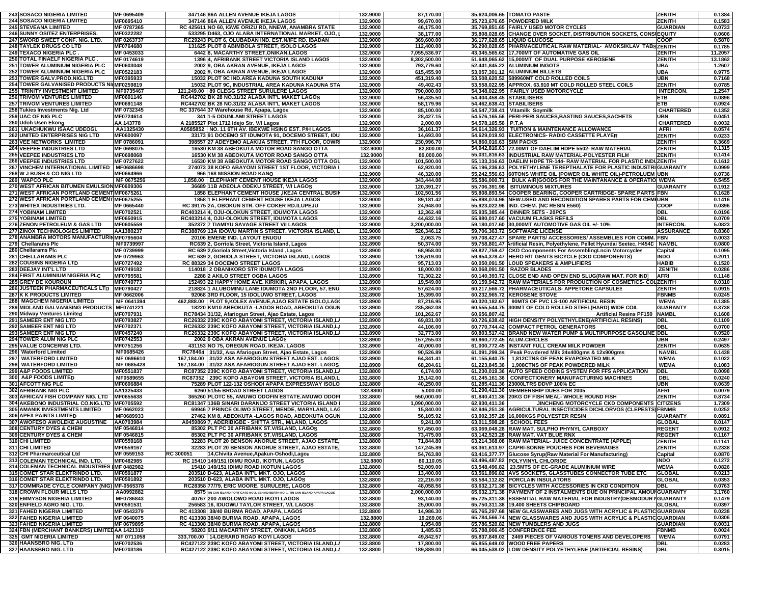| | | | | | | | | | |
|---|---|---|---|---|---|---|---|---|---|
| 243 | SOSACO NIGERIA LIMITED | MF 0695409 | 347146 | 86A ALLEN AVENUE IKEJA LAGOS | 132.9000 | 87,170.00 | 35,624,006.65 | TOMATO PASTE | ZENITH | 0.1384 |
| 244 | SOSACO NIGERIA LIMITED | MF0695410 | 347146 | 86A ALLEN AVENUE IKEJA LAGOS | 132.9000 | 99,670.00 | 35,723,676.65 | POWDERED MILK | ZENITH | 0.1583 |
| 245 | STEVEANA LIMITED | MF 0787365 | RC 425611 | NO 60, IGWE ORIZU RD, NNEWI, ANAMBRA STATE | 132.9000 | 46,175.00 | 35,769,851.65 | FAIRLY USED MOTOR CYCLES | GUARDIAN | 0.0733 |
| 246 | SUNNY OSITEZ ENTERPRISES. | MF0322282 | 533295 | D463, OJO ALABA INTERNATIONAL MARKET, OJO, L | 132.9000 | 38,177.00 | 35,808,028.65 | CHANGE OVER SOCKET, DISTRIBUTION SOCKETS, CONS | EQUITY | 0.0606 |
| 247 | SWORD SWEET CONF. NIG. LTD. | MF 0263737 | RC29243 | PLOT 6, OLUBADAN IND. EST.N/IFE RD. IBADAN | 132.9000 | 369,600.00 | 36,177,628.65 | LIQUID GLUCOSE | COOP | 0.5870 |
| 248 | TAYLEK DRUGS CO LTD | MF0764680 | 131625 | PLOT 8 ABIMBOLA STREET, ISOLO LAGOS | 132.9000 | 112,400.00 | 36,290,028.65 | PHARMACEUTICAL RAW MATERIAL- AMOKSIKLAV TABS | ZENITH | 0.1785 |
| 249 | TEXACO NIGERIA PLC . | MF 0453033 | 6442 | 8, MACARTHY STREET,ONIKAN,LAGOS | 132.9000 | 7,055,536.97 | 43,345,565.62 | 17,700MT OF AUTOMATIVE GAS OIL | ZENITH | 11.2057 |
| 250 | TOTAL FINAELF NIGERIA PLC . | MF 0174619 | 1396 | 4, AFRIBANK STREET VICTORIA ISLAND LAGOS | 132.9000 | 8,302,500.00 | 51,648,065.62 | 15,000MT OF DUAL PURPOSE KEROSENE | ZENITH | 13.1862 |
| 251 | TOWER ALUMINIUM NIGERIA PLC | MF0603048 | 2002 | 9, OBA AKRAN AVENUE, IKEJA LAGOS | 132.9000 | 793,779.60 | 52,441,845.22 | ALUMINIUM INGOTS | UBA | 1.2607 |
| 252 | TOWER ALUMINIUM NIGERIA PLC | MF0522183 | 2002 | 9, OBA AKRAN AVENUE, IKEJA LAGOS | 132.9000 | 615,455.90 | 53,057,301.12 | ALUMINIUM BILLETS | UBA | 0.9775 |
| 253 | TOWER GALV.PROD.NIG.LTD | MF0395933 | 15032 | PLOT 9C IND.AREA KADUNA SOUTH KADUNA | 132.9000 | 451,319.40 | 53,508,620.52 | 589960MT COLD ROLLED COILS | UBN | 0.7168 |
| 254 | TOWER GALVANISED PRODUCTS NIG | MF0259819 | 15032 | PLOT 9C, INDUSTRIAL AREA KADUNA KADUNA STA | 132.9000 | 49,402.43 | 53,558,022.95 | APPROX. 63.910 MT COLD ROLLED STEEL COILS | ZENITH | 0.0785 |
| 255 | TRINITY INVESTMENT LIMITED | MF0735467 | 121,249.00 | 89 CLEGG STREET SURULERE LAGOS | 132.9000 | 790,000.00 | 54,348,022.95 | FAIRLY USED MOTORCYCLE | INTERCON. | 1.2547 |
| 256 | TRIVOM VENTURES LIMITED | MF0691146 | RC442702 | BK 28 NO.31/32 ALABA INT'L MAKET LAGOS | 132.9000 | 56,435.50 | 54,404,458.45 | STABILISERS | ETB | 0.0896 |
| 257 | TRIVOM VENTURES LIMITED | MF0691148 | RC442702 | BK 28 NO.31/32 ALABA INT'L MAKET LAGOS | 132.9000 | 58,179.96 | 54,462,638.41 | STABILISERS | ETB | 0.0924 |
| 258 | Tukies Investments Nig. Ltd | MF 0732345 | RC 337644 | 37 Warehouse Rd, Apapa, Lagos | 132.9000 | 85,100.00 | 54,547,738.41 | Vitamilk Soymilk | CHARTERED | 0.1352 |
| 259 | UAC OF NIG PLC | MF0724614 | 341 | 1-5 ODUNLAMI STREET LAGOS | 132.9000 | 28,427.15 | 54,576,165.56 | PERI-PERI SAUCES,BASTING SAUCES,SACHETS | UBN | 0.0451 |
| 260 | Udoh Usen Ekong | AA 143778 | A 2185527 | Plot 1712 Idejo Str. V/I Lagos | 132.9000 | 2,000.00 | 54,578,165.56 | P.T.A | CHARTERED | 0.0032 |
| 261 | UKACHUKWU ISAAC UDEOGU | AA1325430 | A0585852 | NO. 11 6TH AV. IBEKWE HSING EST. P/H LAGOS | 132.9000 | 36,161.37 | 54,614,326.93 | TUITION & MAINTENANCE ALLOWANCE | AFRI | 0.0574 |
| 262 | UNITED ENTERPRISES NIG LTD | MF0600097 | 33173 | 91 DOCEMO ST IDUMOTA 91, DOCEMO STREET, IDU | 132.9000 | 14,693.00 | 54,629,019.93 | ELECTRONICS- RADIO CASSETTE PLAYER | ZENITH | 0.0233 |
| 263 | VEE NETWORKS LIMITED | MF 0786091 | 398557 | 27 ADEYEMO ALAKIJA STREET, 7TH FLOOR, COWR | 132.9000 | 230,996.70 | 54,860,016.63 | SIM PACKS | ZENITH | 0.3669 |
| 264 | VEEPEE INDUSTRIES LTD | MF 0698075 | 16530 | KM 38 ABEOKUTA MOTOR ROAD SANGO OTTA | 132.9000 | 82,800.00 | 54,942,816.63 | 72.00MT OF DAELIM HDPE 5502- RAW MATERIAL | ZENITH | 0.1315 |
| 265 | VEEPEE INDUSTRIES LTD | MF0698068 | 16530 | KM 38 ABEOKUTA MOTOR ROAD SANGO OTTA | 132.9000 | 89,000.00 | 55,031,816.63 | INDUSTRIAL RAW MATERIAL-POLYESTER FILM | ZENITH | 0.1414 |
| 266 | VEEPEE INDUSTRIES LTD | MF 0727622 | 16530 | KM 38 ABEOKUTA MOTOR ROAD SANGO OTTA OGU | 132.9000 | 101,500.00 | 55,133,316.63 | DAELIM HDPE TR-144- RAW MATERIAL FOR PLASTIC INDU | ZENITH | 0.1612 |
| 267 | VINCHEM INTERNATIONAL LIMITED | MF0686698 | 274073 | 38 KOFO ABAYOMI STREET 1ST FLOOR, VICTORIA I | 132.9000 | 62,920.00 | 55,196,236.63 | POLYETHYLENE TEREPTHALATE FOR PLASTIC INDUSTRI | GUARANTY | 0.0999 |
| 268 | W J BUSH & CO NIG LTD | MF0664966 | 966 | 168 MISSION ROAD KANO | 132.9000 | 46,320.00 | 55,242,556.63 | 60TONS WHITE OIL (POWER OIL WHITE OIL)-PETROLEUM | UBN | 0.0736 |
| 269 | WAPCO PLC | MF 0675256 | 1,858.00 | ELEPHANT CEMENT HOUSE IKEJA LAGOS | 132.9000 | 343,444.08 | 55,586,000.71 | BULK AIR(GOODS FOR THE MAINTANANCE & OPERATIO | WEMA | 0.5455 |
| 270 | WEST AFRICAN BITUMEN EMULSION | MF0609306 | 36689 | 11B ADEOLA ODEKU STREET, V/I LAGOS | 132.9000 | 120,391.27 | 55,706,391.98 | BITUMINOUS MIXTURES | GUARANTY | 0.1912 |
| 271 | WEST AFRICAN PORTLAND CEMENT | MF0675261 | 1858 | ELEPHANT CEMENT HOUSE ,IKEJA CENTRAL BUSIN | 132.9000 | 102,501.56 | 55,808,893.54 | COOPER BEARING, COOPER CARTRIDGE- SPARE PARTS | FBN | 0.1628 |
| 272 | WEST AFRICAN PORTLAND CEMENT | MF0675255 | 1858 | 1 ELEPHANT CEMENT HOUSE IKEJA LAGOS | 132.9000 | 89,181.42 | 55,898,074.96 | NEW,USED AND RECONDITION SPARES PARTS FOR CEM | UBN | 0.1416 |
| 273 | WHITEX INDUSTRIES LTD. | MF 0665440 | RC 39175 | 2A, OBOKUN STR. OFF COKER RD.ILUPEJU | 132.9000 | 24,948.00 | 55,923,022.96 | IND. CHEM. (NC RESIN E560) | COOP | 0.0396 |
| 274 | YOBINAM LIMITED | MF0702521 | RC403214 | 4, OJU-OLOKUN STREET, IDUMOTA LAGOS | 132.9000 | 12,362.48 | 55,935,385.44 | DINNER SETS - 20PCS | DBL | 0.0196 |
| 275 | YOBINAM LIMITED | MF0650915 | RC403214 | 4, OJU-OLOKUN STREET, IDUMOTA LAGOS | 132.9000 | 44,632.16 | 55,980,017.60 | VACUUM FLASKS REFILS | DBL | 0.0709 |
| 276 | ZENON PETROLEUM & GAS LTD | MF0605559 | 352372 | 7 TIAMIYU SAVAGE STREET V/I LAGOS | 132.9000 | 3,200,000.00 | 59,180,017.60 | 30,000MT AUTOMOTIVE GAS OIL +/- 10% | INTERCON. | 5.0823 |
| 277 | ZINOX TECHNOLOGIES LIMITED | AA1380237 | RC388769 | 13A IDOWU MARTIN S STREET, VICTORIA ISLAND, L | 132.9000 | 526,346.12 | 59,706,363.72 | SOFTWARE LICENSE | ASSURANCE | 0.8360 |
| 278 | ANAMBRA MOTORS MANUFACTURIN | MF0795604 | 20106 | EMENE IND. LAYOUT ENUGU | 132.8900 | 2,063.75 | 59,708,427.47 | SPARE PARTS/ ACCESSORIES/ ASSEMBLIES FOR COMM. | FBN | 0.0033 |
| 279 | Chellarams Plc | MF0739997 | RC639 | 2, Gorriola Street, Victoria Island, Lagos | 132.8900 | 50,374.00 | 59,758,801.47 | Artificial Resin, Polyethylene, Pellet Hyundai Seetec, H454D | NAMBL | 0.0800 |
| 280 | Chellarams Plc | MF 0739999 | RC 639 | 2,Goriola Street,Victoria Island ,Lagos | 132.8900 | 68,958.00 | 59,827,759.47 | CKD Components For AssemblingLncin Motorcycles | Capital | 0.1095 |
| 281 | CHELLARAMS PLC | MF 0729963 | RC 639 | 2, GORIOLA STREET, VICTORIA ISLAND, LAGOS | 132.8900 | 126,619.00 | 59,954,378.47 | HERO R/T GENTS BICYCLE (CKD COMPONENTS) | INDO | 0.2011 |
| 282 | COUSINS NIGERIA LTD | MF0727492 | RC 88329 | 34 DOCEMO STREET LAGOS | 132.8900 | 95,713.03 | 60,050,091.50 | LOUD SPEAKERS & AMPLIFIERS | HABIB | 0.1520 |
| 283 | DEEJAY INT'L LTD | MF0749182 | 114018 | 2 OBANIKORO STR IDUMOTA LAGOS | 132.8900 | 18,000.00 | 60,068,091.50 | RAZOR BLADES | ZENITH | 0.0286 |
| 284 | FIRST ALUMINIUM NIGERIA PLC | MF0795581 | 2288 | 2 AKILO STREET OGBA LAGOS | 132.8900 | 72,302.22 | 60,140,393.72 | CLOSE END AND OPEN END SLUG(RAW MAT. FOR IND) | AFRI | 0.1148 |
| 285 | GREY DE KOUROUN | MF0749773 | 152493 | 22 HAPPY HOME AVE. KIRIKIRI, APAPA, LAGOS | 132.8900 | 19,549.00 | 60,159,942.72 | RAW MATERIALS FOR PRODUCTION OF COSMETICS- COL | ZENITH | 0.0310 |
| 286 | JUSTEEN PHARMACEUTICALS LTD | MF0790427 | 218824 | 1 ALUBOMINU LANE IDUMOTA 2ND FLOOR, 57, ENU | 132.8900 | 57,624.00 | 60,217,566.72 | PHARMACEUTICALS- APPETONE CAPSULES | ZENITH | 0.0915 |
| 287 | K K PRODUCTS LIMITED | MF 0662006 | 92068 | 3RD FLOOR, 15 IDOLUWO STREET, LAGOS | 132.8900 | 15,399.00 | 60,232,965.72 | KEROSENE STOVE | FBNMB | 0.0245 |
| 288 | MAGCHEM NIGERIA LIMITED | MF 0641394 | 462,888.00 | PLOT 9,KOLEX AVENUE,AJAO ESTATE ISOLO,LAG | 132.8900 | 87,216.95 | 60,320,182.67 | 90MTS OF PVC LS-100 ARTIFICIAL RESIN | WEMA | 0.1385 |
| 289 | MIDLAND GALVANISING PRODUCTS | MF0741221 | 18220 | KM10 ABEOKUTA -LAGOS ROAD, ABEOKUTA OGUN | 132.8900 | 235,362.08 | 60,555,544.75 | 300MT OF COLD ROLLED STEEL(HARD) WIDE COIL | GUARANTY | 0.3738 |
| 290 | Midway Ventures Limited | MF0707931 | RC78434 | 31/32, Afariogun Street, Ajao Estate, Lagos | 132.8900 | 101,262.67 | 60,656,807.42 | Artificial Resins PF150 | NAMBL | 0.1608 |
| 291 | SAMEER ENT NIG LTD | MF0703827 | RC26332 | 239C KOFO ABAYOMI STREET, VICTORIA ISLAND,L | 132.8900 | 69,831.00 | 60,726,638.42 | HIGH DENSITY POLYETHYLENE(ARTIFICIAL RESINS) | DBL | 0.1109 |
| 292 | SAMEER ENT NIG LTD | MF0702371 | RC26332 | 239C KOFO ABAYOMI STREET, VICTORIA ISLAND,L | 132.8900 | 44,106.00 | 60,770,744.42 | COMPACT PETROL GENERATORS | DBL | 0.0700 |
| 293 | SAMEER ENT NIG LTD | MF0457240 | RC26332 | 239C KOFO ABAYOMI STREET, VICTORIA ISLAND,L | 132.8900 | 32,773.00 | 60,803,517.42 | BRAND NEW WATER PUMP & MULTIPURPOSE GASOLINE | DBL | 0.0520 |
| 294 | TOWER ALUM NIG PLC | MF0742553 | 2002 | 9 OBA AKRAN AVENUE LAGOS | 132.8900 | 157,255.03 | 60,960,772.45 | ALUM.CIRCLES | UBN | 0.2497 |
| 295 | VALUE CONCERNS LTD. | MF0751256 | 431153 | NO 75, OREGUN ROAD, IKEJA. LAGOS | 132.8900 | 40,000.00 | 61,000,772.45 | INSTANT FULL CREAM MILK POWDER | ZENITH | 0.0635 |
| 296 | Waterford Limited | MF0685426 | RC78464 | 31/32, Asa Afariogun Street, Ajao Estate, Lagos | 132.8900 | 90,526.89 | 61,091,299.34 | Peak Powdered Milk 24x400gms & 12x900gms | NAMBL | 0.1438 |
| 297 | WATERFORD LIMITED | MF 0696610 | 167,184.00 | 31/32 ASA AFARIOGUN STREET AJAO EST. LAGOS | 132.8900 | 64,341.41 | 61,155,640.75 | 1,812CTNS OF PEAK EVAPORATED MILK | WEMA | 0.1022 |
| 298 | WATERFORD LIMITED | MF 0685428 | 167,184.00 | 31/32 ASA AFARIOGUN STREET AJAO EST. LAGOS | 132.8900 | 68,204.61 | 61,223,845.36 | 1,908CTNS OF PEAK POWDERED MILK | WEMA | 0.1083 |
| 299 | A&P FOODS LIMITED | MF0551837 | RC87352 | 239C KOFO ABAYOMI STREET, VICTORIA ISLAND,L | 132.8800 | 6,174.00 | 61,230,019.36 | AUTO SPEED CODING SYSTEM FOR FFS APPLICATION | DBL | 0.0098 |
| 300 | A&P FOODS LIMITED | MF0589655 | RC87352 | 239C KOFO ABAYOMI STREET, VICTORIA ISLAND,L | 132.8800 | 15,142.00 | 61,245,161.36 | CONFECTIONERY MANUFACTURING MACHINES | DBL | 0.0240 |
| 301 | AFCOTT NIG PLC | MF0606884 | 75289 | PLOT 122-132 OSHODI APAPA EXPRESSWAY ISOLO | 132.8800 | 40,250.00 | 61,285,411.36 | 23000LTRS DDVP 100% EC | UBN | 0.0639 |
| 302 | AFRIBANK NIG PLC | AA1325433 | 6260 | 51/55 BROAD STREET LAGOS | 132.8800 | 5,000.00 | 61,290,411.36 | MEMBERSHIP DUES FOR 2005 | AFRI | 0.0079 |
| 303 | AFRICAN FISH COMPANY NIG. LTD | MF0655638 | 365260 | PLOTC 55, AMUWO ODOFIN ESTATE.AMUWO ODOF | 132.8800 | 550,000.00 | 61,840,411.36 | 20KG OF FISH MEAL- WHOLE ROUND FISH | ZENITH | 0.8734 |
| 304 | AKEBONO INDUSTRIAL CO.NIG.LTD | MF0705592 | RC81347 | 136B SINARI DARANIJO STREET VICTORIA ISLAND | 132.8800 | 1,090,000.00 | 62,930,411.36 | JINCHENG MOTORCYCLE CKD COMPONENTS | CITIZENS | 1.7309 |
| 305 | AMANIK INVESTMENTS LIMITED | MF 0662023 | 69946 | 7 PRINCE OLIWO STREET, MENDE, MARYLAND, LAG | 132.8800 | 15,840.00 | 62,946,251.36 | AGRICULTURAL INSECTICIDES DICHLORVOS (CLEPESTS) | FBNMB | 0.0252 |
| 306 | APEX PAINTS LIMITED | MF0689933 | 27462 | KM 8, ABEOKUTA -LAGOS ROAD, ABEOKUTA OGUN | 132.8800 | 56,105.92 | 63,002,357.28 | 16,000KGS POLYESTER RESIN | GUARANTY | 0.0891 |
| 307 | AWOFESO AWOLEKE AUGUSTINE | AA0793984 | A0459869 | 7, ADERIBIGBE - SHITTA STR., M/LAND, LAGOS | 132.8800 | 9,241.00 | 63,011,598.28 | SCHOOL FEES | GLOBAL | 0.0147 |
| 308 | CENTURY DYES & CHEM | MF 0546814 | 85302 | PLT PC 30 AFRIBANK ST.V/ISLAND, LAGOS | 132.8800 | 57,450.00 | 63,069,048.28 | RAW MAT. SULPHO PHYNYL CARBOXY | REGENT | 0.0912 |
| 309 | CENTURY DYES & CHEM | MF 0546815 | 85302 | PLT PC 30 AFRIBANK ST.V/ISLAND, LAGOS | 132.8800 | 73,475.00 | 63,142,523.28 | RAW MAT. VAT BLUE RNX | REGENT | 0.1167 |
| 310 | CHI LIMITED | MF0559168 | 32283 | PLOT 20 BENSON ANORUE STREET, AJAO ESTATE, | 132.8800 | 71,844.80 | 63,214,368.08 | RAW MATERIAL- JUICE CONCENTRATE (APPLE) | ZENITH | 0.1141 |
| 311 | CHI LIMITED | MF0559167 | 32283 | PLOT 20 BENSON ANORUE STREET, AJAO ESTATE, | 132.8800 | 147,245.89 | 63,361,613.97 | CAPRI-SONNE POUCHES FOR BEVERAGES | ZENITH | 0.2338 |
| 312 | CHI Pharmarceutical Ltd | MF 0559153 | RC 300051 | 14,Chivita Avenue,Apakun-Oshodi,Lagos | 132.8800 | 54,763.80 | 63,416,377.77 | Glucose Syrup(Raw Material For Manufacturing) | Capital | 0.0870 |
| 313 | COLEMAN TECHNICAL IND. LTD. | MF0482985 | RC 15410 | 149/151 IDIMU ROAD, IKOTUN, LAGOS | 132.8800 | 80,110.05 | 63,496,487.82 | POLYVINYL CHLORIDE | INDO | 0.1272 |
| 314 | COLEMAN TECHNICAL INDUSTRIES L | MF 0482982 | 15410 | 149/151 IDIMU ROAD IKOTUN LAGOS | 132.8800 | 52,009.00 | 63,548,496.82 | 23.5MTS OF EC-GRADE ALUMINIUM WIRE | WEMA | 0.0826 |
| 315 | COMET STAR ELEKTRINDO LTD. | MF0591877 | 203510 | D-623, ALABA INT'L MKT. OJO, LAGOS | 132.8800 | 13,400.00 | 63,561,896.82 | AVS SOCKETS, GLASSTUBES CONNECTOR TUBE ETC | GLOBAL | 0.0213 |
| 316 | COMET STAR ELEKTRINDO LTD. | MF0591892 | 203510 | D-623, ALABA INT'L MKT. OJO, LAGOS | 132.8800 | 22,216.00 | 63,584,112.82 | PORCLAIN INSULATORS | GLOBAL | 0.0353 |
| 317 | COMMRADE CYCLE COMPANY (NIG) L | MF-0565378 | RC28358 | 77/79, ERIC MOORE, SURULERE, LAGOS | 132.8800 | 48,058.56 | 63,632,171.38 | BICYCLES WITH ACCESSORIES IN CKD CONDITION | DBL | 0.0763 |
| 318 | CROWN FLOUR MILLS LTD | AA0992882 | 8575 | TIN CAN ISLAND PORT GATE NO 2, BEHIND BERTH NO. 1, TIN CAN ISLAND-APAPA LAGOS | 132.8800 | 2,000,000.00 | 65,632,171.38 | PAYMENT OF 2 INSTALMENTS DUE ON PRINCIPAL AMOUN | GUARANTY | 3.1760 |
| 319 | EMMYSON NIGERIA LIMITED | MF0786843 | 40767 | 200 AWOLOWO ROAD IKOYI LAGOS | 132.8800 | 93,140.00 | 65,725,311.38 | ESSENTIAL RAW MATERIAL FOR INDUSTRY(DESMODUR N | GUARANTY | 0.1479 |
| 320 | ENFIELD AGRO NIG. LTD. | MF0591531 | 256583 | 16, IDUOWU TAYLOR STREET, V/I, LAGOS | 132.8800 | 25,000.00 | 65,750,311.38 | 19,400 SHEETS CHIPBOARD | GLOBAL | 0.0397 |
| 321 | FAHED NIGERIA LIMITED | MF 0543379 | RC 413308 | 38/40 BURMA ROAD, APAPA, LAGOS | 132.8800 | 14,986.30 | 65,765,297.68 | NEW GLASSWARES AND JUGS WITH ACRYLIC & PLASTIC | GUARDIAN | 0.0238 |
| 322 | FAHED NIGERIA LIMITED | MF 0640075 | RC 413308 | 38/40 BURMA ROAD, APAPA, LAGOS | 132.8800 | 19,269.06 | 65,784,566.74 | NEW GLASSWARES AND JUGS WITH ACRYLIC & PLASTIC | GUARDIAN | 0.0306 |
| 323 | FAHED NIGERIA LIMITED | MF 0679895 | RC 413308 | 38/40 BURMA ROAD, APAPA, LAGOS | 132.8800 | 1,954.08 | 65,786,520.82 | NEW TUMBLERS AND JUGS | GUARDIAN | 0.0031 |
| 324 | FBN (MERCHANT BANKERS) LIMITED | AA 1421319 | 58203 | 9/11 MACARTHY STREET, ONIKAN, LAGOS | 132.8800 | 1,485.63 | 65,788,006.45 | CONFERENCE FEE | FBNMB | 0.0024 |
| 325 | GMT NIGERIA LIMITED | MF 0711058 | 333,700.00 | 14,GERARD ROAD IKOYI LAGOS | 132.8800 | 49,842.57 | 65,837,849.02 | 2469 PIECES OF VARIOUS TONERS AND DEVELOPERS | WEMA | 0.0791 |
| 326 | HAANSBRO NIG. LTD | MF0702536 | RC427122 | 239C KOFO ABAYOMI STREET, VICTORIA ISLAND,L | 132.8800 | 17,800.00 | 65,855,649.02 | WOOD FREE PAPERS | DBL | 0.0283 |
| 327 | HAANSBRO NIG. LTD | MF0703186 | RC427122 | 239C KOFO ABAYOMI STREET, VICTORIA ISLAND,L | 132.8800 | 189,889.00 | 66,045,538.02 | LOW DENSITY POLYETHYLENE (ARTIFICIAL RESINS) | DBL | 0.3015 |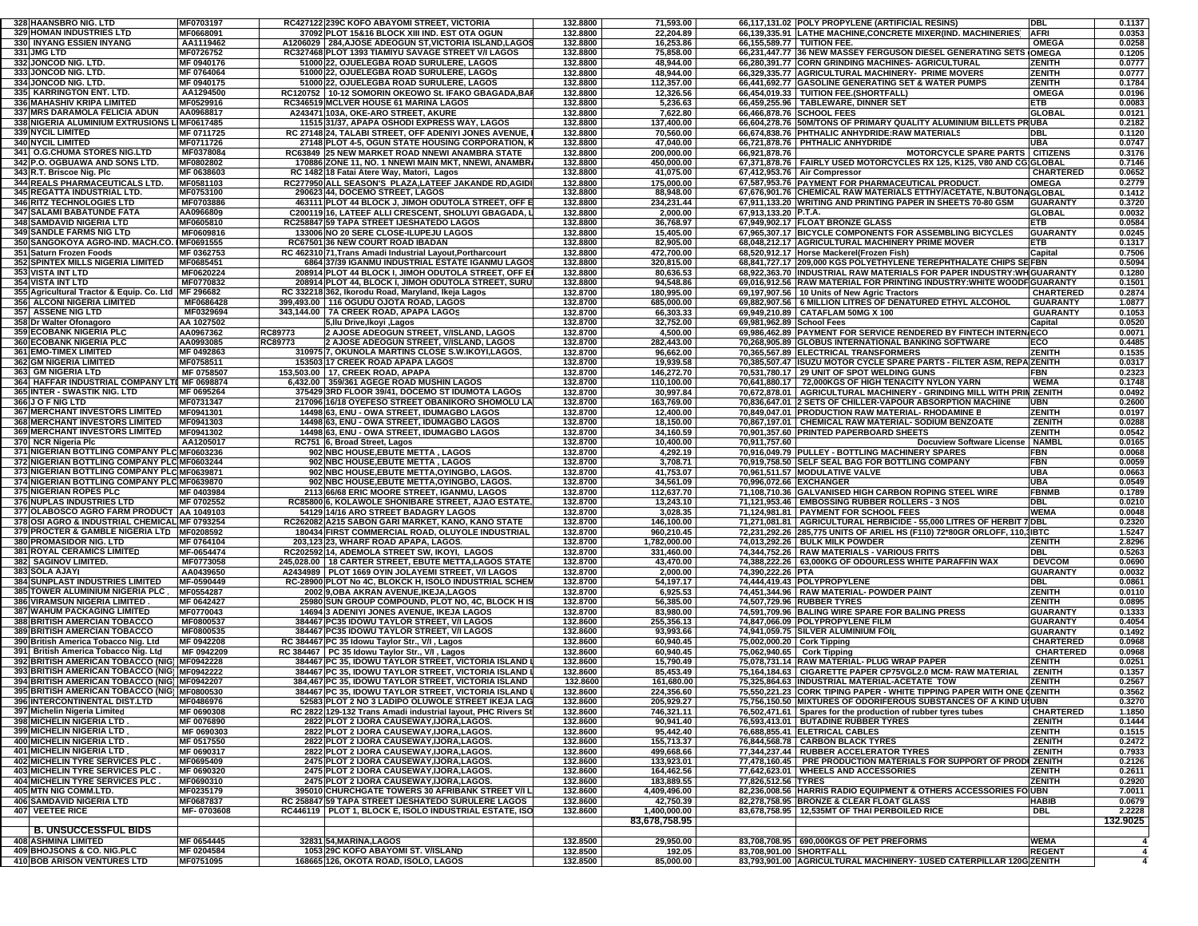| | | | | | | | | | |
|---|---|---|---|---|---|---|---|---|---|
| 328 | HAANSBRO NIG. LTD | MF0703197 | RC427122 | 239C KOFO ABAYOMI STREET, VICTORIA | 132.8800 | 71,593.00 | 66,117,131.02 | POLY PROPYLENE (ARTIFICIAL RESINS) | DBL | 0.1137 |
| 329 | HOMAN INDUSTRIES LTD | MF0668091 | 37092 | PLOT 15&16 BLOCK XIII IND. EST OTA OGUN | 132.8800 | 22,204.89 | 66,139,335.91 | LATHE MACHINE,CONCRETE MIXER(IND. MACHINERIES) | AFRI | 0.0353 |
| 330 | INYANG ESSIEN INYANG | AA1119462 | A1206029 | 284,AJOSE ADEOGUN ST,VICTORIA ISLAND,LAGOS | 132.8800 | 16,253.86 | 66,155,589.77 | TUITION FEE. | OMEGA | 0.0258 |
| 331 | JMG LTD | MF0726752 | RC327468 | PLOT 1393 TIAMIYU SAVAGE STREET V/I LAGOS | 132.8800 | 75,858.00 | 66,231,447.77 | 36 NEW MASSEY FERGUSON DIESEL GENERATING SETS | OMEGA | 0.1205 |
| 332 | JONCOD NIG. LTD. | MF 0940176 | 51000 | 22, OJUELEGBA ROAD SURULERE, LAGOS | 132.8800 | 48,944.00 | 66,280,391.77 | CORN GRINDING MACHINES- AGRICULTURAL | ZENITH | 0.0777 |
| 333 | JONCOD NIG. LTD. | MF 0764064 | 51000 | 22, OJUELEGBA ROAD SURULERE, LAGOS | 132.8800 | 48,944.00 | 66,329,335.77 | AGRICULTURAL MACHINERY- PRIME MOVERS | ZENITH | 0.0777 |
| 334 | JONCOD NIG. LTD. | MF 0940175 | 51000 | 22, OJUELEGBA ROAD SURULERE, LAGOS | 132.8800 | 112,357.00 | 66,441,692.77 | GASOLINE GENERATING SET & WATER PUMPS | ZENITH | 0.1784 |
| 335 | KARRINGTON ENT. LTD. | AA1294500 | RC120752 | 10-12 SOMORIN OKEOWO St. IFAKO GBAGADA,BAI | 132.8800 | 12,326.56 | 66,454,019.33 | TUITION FEE.(SHORTFALL) | OMEGA | 0.0196 |
| 336 | MAHASHIV KRIPA LIMITED | MF0529916 | RC346519 | MCLVER HOUSE 61 MARINA LAGOS | 132.8800 | 5,236.63 | 66,459,255.96 | TABLEWARE, DINNER SET | ETB | 0.0083 |
| 337 | MRS DARAMOLA FELICIA ADUN | AA0968817 | A243471 | 103A, OKE-ARO STREET, AKURE | 132.8800 | 7,622.80 | 66,466,878.76 | SCHOOL FEES | GLOBAL | 0.0121 |
| 338 | NIGERIA ALUMINIUM EXTRUSIONS L | MF0617485 | 11515 | 31/37, APAPA OSHODI EXPRESS WAY, LAGOS | 132.8800 | 137,400.00 | 66,604,278.76 | 50M/TONS OF PRIMARY QUALITY ALUMINIUM BILLETS PR | UBA | 0.2182 |
| 339 | NYCIL LIMITED | MF 0711725 | RC 27148 | 24, TALABI STREET, OFF ADENIYI JONES AVENUE, I | 132.8800 | 70,560.00 | 66,674,838.76 | PHTHALIC ANHYDRIDE:RAW MATERIALS | DBL | 0.1120 |
| 340 | NYCIL LIMITED | MF0711726 | 27148 | PLOT 4-5, OGUN STATE HOUSING CORPORATION, K | 132.8800 | 47,040.00 | 66,721,878.76 | PHTHALIC ANHYDRIDE | UBA | 0.0747 |
| 341 | O.G.CHUMA STORES NIG.LTD | MF0378084 | RC63849 | 25 NEW MARKET ROAD NNEWI ANAMBRA STATE | 132.8800 | 200,000.00 | 66,921,878.76 | MOTORCYCLE SPARE PARTS | CITIZENS | 0.3176 |
| 342 | P.O. OGBUAWA AND SONS LTD. | MF0802802 | 170886 | ZONE 11, NO. 1 NNEWI MAIN MKT, NNEWI, ANAMBR | 132.8800 | 450,000.00 | 67,371,878.76 | FAIRLY USED MOTORCYCLES RX 125, K125, V80 AND CG | GLOBAL | 0.7146 |
| 343 | R.T. Briscoe Nig. Plc | MF 0638603 | RC 1482 | 18 Fatai Atere Way, Matori, Lagos | 132.8800 | 41,075.00 | 67,412,953.76 | Air Compressor | CHARTERED | 0.0652 |
| 344 | REALS PHARMACEUTICALS LTD. | MF0581103 | RC277950 | ALL SEASON'S PLAZA,LATEEF JAKANDE RD,AGIDI | 132.8800 | 175,000.00 | 67,587,953.76 | PAYMENT FOR PHARMACEUTICAL PRODUCT. | OMEGA | 0.2779 |
| 345 | REGATTA INDUSTRIAL LTD. | MF0753100 | 290623 | 44, DOCEMO STREET, LAGOS | 132.8800 | 88,948.00 | 67,676,901.76 | CHEMICAL RAW MATERIALS ETTHY/ACETATE, N.BUTONA | GLOBAL | 0.1412 |
| 346 | RITZ TECHNOLOGIES LTD | MF0703886 | 463111 | PLOT 44 BLOCK J, JIMOH ODUTOLA STREET, OFF E | 132.8800 | 234,231.44 | 67,911,133.20 | WRITING AND PRINTING PAPER IN SHEETS 70-80 GSM | GUARANTY | 0.3720 |
| 347 | SALAMI BABATUNDE FATA | AA0966809 | C200119 | 16, LATEEF ALLI CRESCENT, SHOLUYI GBAGADA, L | 132.8800 | 2,000.00 | 67,913,133.20 | P.T.A. | GLOBAL | 0.0032 |
| 348 | SAMDAVID NIGERIA LTD | MF0606810 | RC258847 | 59 TAPA STREET IJESHATEDO LAGOS | 132.8800 | 36,768.97 | 67,949,902.17 | FLOAT BRONZE GLASS | ETB | 0.0584 |
| 349 | SANDLE FARMS NIG LTD | MF0609816 | 133006 | NO 20 SERE CLOSE-ILUPEJU LAGOS | 132.8800 | 15,405.00 | 67,965,307.17 | BICYCLE COMPONENTS FOR ASSEMBLING BICYCLES | GUARANTY | 0.0245 |
| 350 | SANGOKOYA AGRO-IND. MACH.CO. L | MF0691555 | RC67501 | 36 NEW COURT ROAD IBADAN | 132.8800 | 82,905.00 | 68,048,212.17 | AGRICULTURAL MACHINERY PRIME MOVER | ETB | 0.1317 |
| 351 | Saturn Frozen Foods | MF 0362753 | RC 462310 | 71,Trans Amadi Industrial Layout,Portharcourt | 132.8800 | 472,700.00 | 68,520,912.17 | Horse Mackerel(Frozen Fish) | Capital | 0.7506 |
| 352 | SPINTEX MILLS NIGERIA LIMITED | MF0685451 | 6864 | 37/39 IGANMU INDUSTRIAL ESTATE IGANMU LAGOS | 132.8800 | 320,815.00 | 68,841,727.17 | 209,000 KGS POLYETHYLENE TEREPHTHALATE CHIPS SE | FBN | 0.5094 |
| 353 | VISTA INT LTD | MF0620224 | 208914 | PLOT 44 BLOCK I, JIMOH ODUTOLA STREET, OFF E | 132.8800 | 80,636.53 | 68,922,363.70 | INDUSTRIAL RAW MATERIALS FOR PAPER INDUSTRY:WH | GUARANTY | 0.1280 |
| 354 | VISTA INT LTD | MF0770832 | 208914 | PLOT 44, BLOCK I, JIMOH ODUTOLA STREET, SURU | 132.8800 | 94,548.86 | 69,016,912.56 | RAW MATERIAL FOR PRINTING INDUSTRY:WHITE WOODF | GUARANTY | 0.1501 |
| 355 | Agricultural Tractor & Equip. Co. Ltd | MF 296682 | RC 332218 | 362, Ikorodu Road, Maryland, Ikeja Lagos | 132.8700 | 180,995.00 | 69,197,907.56 | 10 Units of New Agric Tractors | CHARTERED | 0.2874 |
| 356 | ALCONI NIGERIA LIMITED | MF0686428 | 399,493.00 | 116 OGUDU OJOTA ROAD, LAGOS | 132.8700 | 685,000.00 | 69,882,907.56 | 6 MILLION LITRES OF DENATURED ETHYL ALCOHOL | GUARANTY | 1.0877 |
| 357 | ASSENE NIG LTD | MF0329694 | 343,144.00 | 7A CREEK ROAD, APAPA LAGOS | 132.8700 | 66,303.33 | 69,949,210.89 | CATAFLAM 50MG X 100 | GUARANTY | 0.1053 |
| 358 | Dr Walter Ofonagoro | AA 1027502 | | 5,Ilu Drive,Ikoyi ,Lagos | 132.8700 | 32,752.00 | 69,981,962.89 | School Fees | Capital | 0.0520 |
| 359 | ECOBANK NIGERIA PLC | AA0967362 | RC89773 | 2 AJOSE ADEOGUN STREET, V/ISLAND, LAGOS | 132.8700 | 4,500.00 | 69,986,462.89 | PAYMENT FOR SERVICE RENDERED BY FINTECH INTERN | ECO | 0.0071 |
| 360 | ECOBANK NIGERIA PLC | AA0993085 | RC89773 | 2 AJOSE ADEOGUN STREET, V/ISLAND, LAGOS | 132.8700 | 282,443.00 | 70,268,905.89 | GLOBUS INTERNATIONAL BANKING SOFTWARE | ECO | 0.4485 |
| 361 | EMO-TIMEX LIMITED | MF 0492863 | 310975 | 7, OKUNOLA MARTINS CLOSE S.W.IKOYI,LAGOS. | 132.8700 | 96,662.00 | 70,365,567.89 | ELECTRICAL TRANSFORMERS | ZENITH | 0.1535 |
| 362 | GM NIGERIA LIMITED | MF0758511 | 153503 | 17 CREEK ROAD APAPA LAGOS | 132.8700 | 19,939.58 | 70,385,507.47 | ISUZU MOTOR CYCLE SPARE PARTS - FILTER ASM, REPA | ZENITH | 0.0317 |
| 363 | GM NIGERIA LTD | MF 0758507 | 153,503.00 | 17, CREEK ROAD, APAPA | 132.8700 | 146,272.70 | 70,531,780.17 | 29 UNIT OF SPOT WELDING GUNS | FBN | 0.2323 |
| 364 | HAFFAR INDUSTRIAL COMPANY LTD | MF 0698874 | 6,432.00 | 359/361 AGEGE ROAD MUSHIN LAGOS | 132.8700 | 110,100.00 | 70,641,880.17 | 72,000KGS OF HIGH TENACITY NYLON YARN | WEMA | 0.1748 |
| 365 | INTER - SWASTIK NIG. LTD | MF 0695264 | 375429 | 3RD FLOOR 39/41, DOCEMO ST IDUMOTA LAGOS | 132.8700 | 30,997.84 | 70,672,878.01 | AGRICULTURAL MACHINERY - GRINDING MILL WITH PRIM | ZENITH | 0.0492 |
| 366 | J O F NIG LTD | MF0731347 | 217098 | 16/18 OYEFESO STREET OBANIKORO SHOMOLU LA | 132.8700 | 163,769.00 | 70,836,647.01 | 2 SETS OF CHILLER-VAPOUR ABSORPTION MACHINE | UBN | 0.2600 |
| 367 | MERCHANT INVESTORS LIMITED | MF0941301 | 14498 | 63, ENU - OWA STREET, IDUMAGBO LAGOS | 132.8700 | 12,400.00 | 70,849,047.01 | PRODUCTION RAW MATERIAL- RHODAMINE B | ZENITH | 0.0197 |
| 368 | MERCHANT INVESTORS LIMITED | MF0941303 | 14498 | 63, ENU - OWA STREET, IDUMAGBO LAGOS | 132.8700 | 18,150.00 | 70,867,197.01 | CHEMICAL RAW MATERIAL- SODIUM BENZOATE | ZENITH | 0.0288 |
| 369 | MERCHANT INVESTORS LIMITED | MF0941302 | 14498 | 63, ENU - OWA STREET, IDUMAGBO LAGOS | 132.8700 | 34,160.59 | 70,901,357.60 | PRINTED PAPERBOARD SHEETS | ZENITH | 0.0542 |
| 370 | NCR Nigeria Plc | AA1205017 | RC751 | 6, Broad Street, Lagos | 132.8700 | 10,400.00 | 70,911,757.60 | Docuview Software License | NAMBL | 0.0165 |
| 371 | NIGERIAN BOTTLING COMPANY PLC | MF0603236 | 902 | NBC HOUSE,EBUTE METTA , LAGOS | 132.8700 | 4,292.19 | 70,916,049.79 | PULLEY - BOTTLING MACHINERY SPARES | FBN | 0.0068 |
| 372 | NIGERIAN BOTTLING COMPANY PLC | MF0603244 | 902 | NBC HOUSE,EBUTE METTA , LAGOS | 132.8700 | 3,708.71 | 70,919,758.50 | SELF SEAL BAG FOR BOTTLING COMPANY | FBN | 0.0059 |
| 373 | NIGERIAN BOTTLING COMPANY PLC | MF0639871 | 902 | NBC HOUSE,EBUTE METTA,OYINGBO, LAGOS. | 132.8700 | 41,753.07 | 70,961,511.57 | MODULATIVE VALVE | UBA | 0.0663 |
| 374 | NIGERIAN BOTTLING COMPANY PLC | MF0639870 | 902 | NBC HOUSE,EBUTE METTA,OYINGBO, LAGOS. | 132.8700 | 34,561.09 | 70,996,072.66 | EXCHANGER | UBA | 0.0549 |
| 375 | NIGERIAN ROPES PLC | MF 0403984 | 2113 | 66/68 ERIC MOORE STREET, IGANMU, LAGOS | 132.8700 | 112,637.70 | 71,108,710.36 | GALVANISED HIGH CARBON ROPING STEEL WIRE | FBNMB | 0.1789 |
| 376 | NUPLAS INDUSTRIES LTD | MF 0702552 | RC85600 | 6, KOLAWOLE SHONIBARE STREET, AJAO ESTATE, | 132.8700 | 13,243.10 | 71,121,953.46 | EMBOSSING RUBBER ROLLERS - 3 NOS | DBL | 0.0210 |
| 377 | OLABOSCO AGRO FARM PRODUCT | AA 1049103 | 54129 | 14/16 ARO STREET BADAGRY LAGOS | 132.8700 | 3,028.35 | 71,124,981.81 | PAYMENT FOR SCHOOL FEES | WEMA | 0.0048 |
| 378 | OSI AGRO & INDUSTRIAL CHEMICAL | MF 0793254 | RC262082 | A215 SABON GARI MARKET, KANO, KANO STATE | 132.8700 | 146,100.00 | 71,271,081.81 | AGRICULTURAL HERBICIDE - 55,000 LITRES OF HERBIT 7 | DBL | 0.2320 |
| 379 | PROCTER & GAMBLE NIGERIA LTD | MF0208592 | 180434 | FIRST COMMERCIAL ROAD, OLUYOLE INDUSTRIAL | 132.8700 | 960,210.45 | 72,231,292.26 | 285,775 UNITS OF ARIEL HS (F110) 72*80GR ORLOFF, 110,3 | IBTC | 1.5247 |
| 380 | PROMASIDOR NIG. LTD | MF 0764104 | 203,123 | 23, WHARF ROAD APAPA, LAGOS. | 132.8700 | 1,782,000.00 | 74,013,292.26 | BULK MILK POWDER | ZENITH | 2.8296 |
| 381 | ROYAL CERAMICS LIMITED | MF-0654474 | RC202592 | 14, ADEMOLA STREET SW, IKOYI, LAGOS | 132.8700 | 331,460.00 | 74,344,752.26 | RAW MATERIALS - VARIOUS FRITS | DBL | 0.5263 |
| 382 | SAGINOV LIMITED. | MF0773058 | 245,028.00 | 18 CARTER STREET, EBUTE METTA,LAGOS STATE | 132.8700 | 43,470.00 | 74,388,222.26 | 63,000KG OF ODOURLESS WHITE PARAFFIN WAX | DEVCOM | 0.0690 |
| 383 | SOLA AJAYI | AA0439650 | A2434989 | PLOT 1669 OYIN JOLAYEMI STREET, V/I LAGOS | 132.8700 | 2,000.00 | 74,390,222.26 | PTA | GUARANTY | 0.0032 |
| 384 | SUNPLAST INDUSTRIES LIMITED | MF-0590449 | RC-28900 | PLOT No 4C, BLOKCK H, ISOLO INDUSTRIAL SCHEM | 132.8700 | 54,197.17 | 74,444,419.43 | POLYPROPYLENE | DBL | 0.0861 |
| 385 | TOWER ALUMINIUM NIGERIA PLC . | MF0554287 | 2002 | 9,OBA AKRAN AVENUE,IKEJA,LAGOS | 132.8700 | 6,925.53 | 74,451,344.96 | RAW MATERIAL- POWDER PAINT | ZENITH | 0.0110 |
| 386 | VIRAMSUN NIGERIA LIMITED . | MF 0642427 | 25980 | SUN GROUP COMPOUND, PLOT NO, 4C, BLOCK H IS | 132.8700 | 56,385.00 | 74,507,729.96 | RUBBER TYRES | ZENITH | 0.0895 |
| 387 | WAHUM PACKAGING LIMITED | MF0770043 | 14694 | 3 ADENIYI JONES AVENUE, IKEJA LAGOS | 132.8700 | 83,980.00 | 74,591,709.96 | BALING WIRE SPARE FOR BALING PRESS | GUARANTY | 0.1333 |
| 388 | BRITISH AMERICAN TOBACCO | MF0800537 | 384467 | PC35 IDOWU TAYLOR STREET, V/I LAGOS | 132.8600 | 255,356.13 | 74,847,066.09 | POLYPROPYLENE FILM | GUARANTY | 0.4054 |
| 389 | BRITISH AMERICAN TOBACCO | MF0800535 | 384467 | PC35 IDOWU TAYLOR STREET, V/I LAGOS | 132.8600 | 93,993.66 | 74,941,059.75 | SILVER ALUMINIUM FOIL | GUARANTY | 0.1492 |
| 390 | British America Tobacco Nig. Ltd | MF 0942208 | RC 384467 | PC 35 Idowu Taylor Str., V/I , Lagos | 132.8600 | 60,940.45 | 75,002,000.20 | Cork Tipping | CHARTERED | 0.0968 |
| 391 | British America Tobacco Nig. Ltd | MF 0942209 | RC 384467 | PC 35 Idowu Taylor Str., V/I , Lagos | 132.8600 | 60,940.45 | 75,062,940.65 | Cork Tipping | CHARTERED | 0.0968 |
| 392 | BRITISH AMERICAN TOBACCO (NIG) | MF0942228 | 384467 | PC 35, IDOWU TAYLOR STREET, VICTORIA ISLAND L | 132.8600 | 15,790.49 | 75,078,731.14 | RAW MATERIAL- PLUG WRAP PAPER | ZENITH | 0.0251 |
| 393 | BRITISH AMERICAN TOBACCO (NIG) | MF0942222 | 384467 | PC 35, IDOWU TAYLOR STREET, VICTORIA ISLAND L | 132.8600 | 85,453.49 | 75,164,184.63 | CIGARETTE PAPER CP75VGL2.0 MCM- RAW MATERIAL | ZENITH | 0.1357 |
| 394 | BRITISH AMERICAN TOBACCO (NIG) | MF0942207 | 384,467 | PC 35, IDOWU TAYLOR STREET, VICTORIA ISLAND | 132.8600 | 161,680.00 | 75,325,864.63 | INDUSTRIAL MATERIAL-ACETATE TOW | ZENITH | 0.2567 |
| 395 | BRITISH AMERICAN TOBACCO (NIG) | MF0800530 | 384467 | PC 35, IDOWU TAYLOR STREET, VICTORIA ISLAND L | 132.8600 | 224,356.60 | 75,550,221.23 | CORK TIPING PAPER - WHITE TIPPING PAPER WITH ONE C | ZENITH | 0.3562 |
| 396 | INTERCONTINENTAL DIST.LTD | MF0486976 | 52583 | PLOT 2 NO 3 LADIPO OLUWOLE STREET IKEJA LAG | 132.8600 | 205,929.27 | 75,756,150.50 | MIXTURES OF ODORIFEROUS SUBSTANCES OF A KIND U | UBN | 0.3270 |
| 397 | Michelin Nigeria Limited | MF 0690308 | RC 2822 | 129-132 Trans Amadi industrial layout, PHC Rivers St | 132.8600 | 746,321.11 | 76,502,471.61 | Spares for the production of rubber tyres tubes | CHARTERED | 1.1850 |
| 398 | MICHELIN NIGERIA LTD . | MF 0076890 | 2822 | PLOT 2 IJORA CAUSEWAY,IJORA,LAGOS. | 132.8600 | 90,941.40 | 76,593,413.01 | BUTADINE RUBBER TYRES | ZENITH | 0.1444 |
| 399 | MICHELIN NIGERIA LTD . | MF 0690303 | 2822 | PLOT 2 IJORA CAUSEWAY,IJORA,LAGOS. | 132.8600 | 95,442.40 | 76,688,855.41 | ELETRICAL CABLES | ZENITH | 0.1515 |
| 400 | MICHELIN NIGERIA LTD . | MF 0517550 | 2822 | PLOT 2 IJORA CAUSEWAY,IJORA,LAGOS. | 132.8600 | 155,713.37 | 76,844,568.78 | CARBON BLACK TYRES | ZENITH | 0.2472 |
| 401 | MICHELIN NIGERIA LTD . | MF 0690317 | 2822 | PLOT 2 IJORA CAUSEWAY,IJORA,LAGOS. | 132.8600 | 499,668.66 | 77,344,237.44 | RUBBER ACCELERATOR TYRES | ZENITH | 0.7933 |
| 402 | MICHELIN TYRE SERVICES PLC . | MF0695409 | 2475 | PLOT 2 IJORA CAUSEWAY,IJORA,LAGOS. | 132.8600 | 133,923.01 | 77,478,160.45 | PRE PRODUCTION MATERIALS FOR SUPPORT OF PROD | ZENITH | 0.2126 |
| 403 | MICHELIN TYRE SERVICES PLC . | MF 0690320 | 2475 | PLOT 2 IJORA CAUSEWAY,IJORA,LAGOS. | 132.8600 | 164,462.56 | 77,642,623.01 | WHEELS AND ACCESSORIES | ZENITH | 0.2611 |
| 404 | MICHELIN TYRE SERVICES PLC . | MF0690310 | 2475 | PLOT 2 IJORA CAUSEWAY,IJORA,LAGOS. | 132.8600 | 183,889.55 | 77,826,512.56 | TYRES | ZENITH | 0.2920 |
| 405 | MTN NIG COMM.LTD. | MF0235179 | 395010 | CHURCHGATE TOWERS 30 AFRIBANK STREET V/I L | 132.8600 | 4,409,496.00 | 82,236,008.56 | HARRIS RADIO EQUIPMENT & OTHERS ACCESSORIES FO | UBN | 7.0011 |
| 406 | SAMDAVID NIGERIA LTD | MF0687837 | RC 258847 | 59 TAPA STREET IJESHATEDO SURULERE LAGOS | 132.8600 | 42,750.39 | 82,278,758.95 | BRONZE & CLEAR FLOAT GLASS | HABIB | 0.0679 |
| 407 | VEETEE RICE | MF- 0703608 | RC446119 | PLOT 1, BLOCK E, ISOLO INDUSTRIAL ESTATE, ISO | 132.8600 | 1,400,000.00 | 83,678,758.95 | 12,535MT OF THAI PERBOILED RICE | DBL | 2.2228 |
| | | | | | | 83,678,758.95 | | | | 132.9025 |
| | **B. UNSUCCESSFUL BIDS** | | | | | | | | | |
| 408 | ASHMINA LIMITED | MF 0654445 | 32831 | 54,MARINA,LAGOS | 132.8500 | 29,950.00 | 83,708,708.95 | 690,000KGS OF PET PREFORMS | WEMA | 4 |
| 409 | BHOJSONS & CO. NIG.PLC | MF 0204584 | 1053 | 29C KOFO ABAYOMI ST. V/ISLAND | 132.8500 | 192.05 | 83,708,901.00 | SHORTFALL | REGENT | 4 |
| 410 | BOB ARISON VENTURES LTD | MF0751095 | 168665 | 126, OKOTA ROAD, ISOLO, LAGOS | 132.8500 | 85,000.00 | 83,793,901.00 | AGRICULTURAL MACHINERY- 1USED CATERPILLAR 120G | ZENITH | 4 |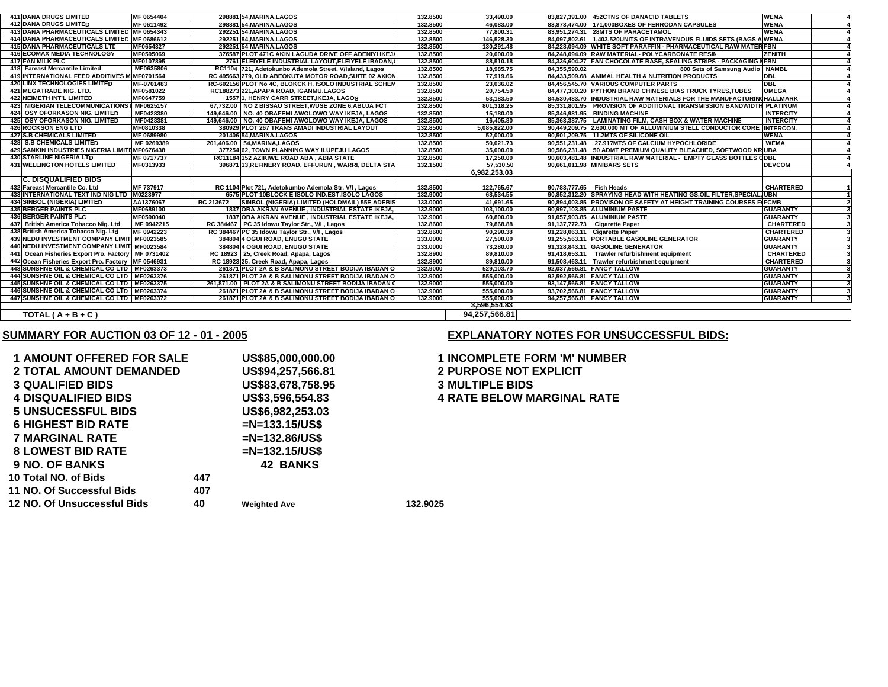| | | | | | | | | | | |
|---|---|---|---|---|---|---|---|---|---|---|
| 411 | DANA DRUGS LIMITED | MF 0654404 | 298881 | 54,MARINA,LAGOS | 132.8500 | 33,490.00 | 83,827,391.00 | 452CTNS OF DANACID TABLETS | WEMA | 4 |
| 412 | DANA DRUGS LIMITED | MF 0611492 | 298881 | 54,MARINA,LAGOS | 132.8500 | 46,083.00 | 83,873,474.00 | 171,000BOXES OF FERRODAN CAPSULES | WEMA | 4 |
| 413 | DANA PHARMACEUTICALS LIMITED | MF 0654343 | 292251 | 54,MARINA,LAGOS | 132.8500 | 77,800.31 | 83,951,274.31 | 28MTS OF PARACETAMOL | WEMA | 4 |
| 414 | DANA PHARMACEUTICALS LIMITED | MF 0686612 | 292251 | 54,MARINA,LAGOS | 132.8500 | 146,528.30 | 84,097,802.61 | 1,403,520UNITS OF INTRAVENOUS FLUIDS SETS (BAGS A | WEMA | 4 |
| 415 | DANA PHARMACEUTICALS LTD | MF0654327 | 292251 | 54 MARINA,LAGOS | 132.8500 | 130,291.48 | 84,228,094.09 | WHITE SOFT PARAFFIN - PHARMACEUTICAL RAW MATER | FBN | 4 |
| 416 | ECOMAX MEDIA TECHNOLOGY | MF0595069 | 376587 | PLOT 471C AKIN LAGUDA DRIVE OFF ADENIYI IKEJA | 132.8500 | 20,000.00 | 84,248,094.09 | RAW MATERIAL- POLYCARBONATE RESIN | ZENITH | 4 |
| 417 | FAN MILK PLC | MF0107895 | 2761 | ELEIYELE INDUSTRIAL LAYOUT,ELEIYELE IBADAN,( | 132.8500 | 88,510.18 | 84,336,604.27 | FAN CHOCOLATE BASE, SEALING STRIPS - PACKAGING M | FBN | 4 |
| 418 | Fareast Mercantile Limited | MF0635806 | RC1104 | 721, Adetokunbo Ademola Street, V/Island, Lagos | 132.8500 | 18,985.75 | 84,355,590.02 | 800 Sets of Samsung Audio | NAMBL | 4 |
| 419 | INTERNATIONAL FEED ADDITIVES M. | MF0701564 | RC 495663 | 279, OLD ABEOKUTA MOTOR ROAD,SUITE 02 AXIOM | 132.8500 | 77,919.66 | 84,433,509.68 | ANIMAL HEALTH & NUTRITION PRODUCTS | DBL | 4 |
| 420 | LINX TECHNOLOGIES LIMITED | MF-0701483 | RC-602156 | PLOT No 4C, BLOCKK H, ISOLO INDUSTRIAL SCHEM | 132.8500 | 23,036.02 | 84,456,545.70 | VARIOUS COMPUTER PARTS | DBL | 4 |
| 421 | MEGATRADE NIG. LTD. | MF0581022 | RC188273 | 221,APAPA ROAD, IGANMU,LAGOS | 132.8500 | 20,754.50 | 84,477,300.20 | PYTHON BRAND CHINESE BIAS TRUCK TYRES,TUBES | OMEGA | 4 |
| 422 | NEIMETH INT'L LIMITED | MF0647759 | 1557 | 1, HENRY CARR STREET,IKEJA, LAGOS | 132.8500 | 53,183.50 | 84,530,483.70 | INDUSTRIAL RAW MATERIALS FOR THE MANUFACTURING | HALLMARK | 4 |
| 423 | NIGERIAN TELECOMMUNICATIONS L | MF0625157 | 67,732.00 | NO 2 BISSAU STREET,WUSE ZONE 6,ABUJA FCT | 132.8500 | 801,318.25 | 85,331,801.95 | PROVISION OF ADDITIONAL TRANSMISSION BANDWIDTH | PLATINUM | 4 |
| 424 | OSY OFORKASON NIG. LIMITED | MF0428380 | 149,646.00 | NO. 40 OBAFEMI AWOLOWO WAY IKEJA, LAGOS | 132.8500 | 15,180.00 | 85,346,981.95 | BINDING MACHINE | INTERCITY | 4 |
| 425 | OSY OFORKASON NIG. LIMITED | MF0428381 | 149,646.00 | NO. 40 OBAFEMI AWOLOWO WAY IKEJA, LAGOS | 132.8500 | 16,405.80 | 85,363,387.75 | LAMINATING FILM, CASH BOX & WATER MACHINE | INTERCITY | 4 |
| 426 | ROCKSON ENG LTD | MF0810338 | 380929 | PLOT 267 TRANS AMADI INDUSTRIAL LAYOUT | 132.8500 | 5,085,822.00 | 90,449,209.75 | 2.600.000 MT OF ALLUMINIUM STELL CONDUCTOR CORE | INTERCON. | 4 |
| 427 | S.B CHEMICALS LIMITED | MF 0689980 | 201406 | 54,MARINA,LAGOS | 132.8500 | 52,000.00 | 90,501,209.75 | 11.2MTS OF SILICONE OIL | WEMA | 4 |
| 428 | S.B CHEMICALS LIMITED | MF 0269389 | 201,406.00 | 54,MARINA,LAGOS | 132.8500 | 50,021.73 | 90,551,231.48 | 27.917MTS OF CALCIUM HYPOCHLORIDE | WEMA | 4 |
| 429 | SANKIN INDUSTRIES NIGERIA LIMITE | MF0676438 | 377254 | 62, TOWN PLANNING WAY ILUPEJU LAGOS | 132.8500 | 35,000.00 | 90,586,231.48 | 50 ADMT PREMIUM QUALITY BLEACHED, SOFTWOOD KR | UBA | 4 |
| 430 | STARLINE NIGERIA LTD | MF 0717737 | RC11184 | 152 AZIKIWE ROAD ABA , ABIA STATE | 132.8500 | 17,250.00 | 90,603,481.48 | INDUSTRIAL RAW MATERIAL - EMPTY GLASS BOTTLES C | DBL | 4 |
| 431 | WELLINGTON HOTELS LIMITED | MF0313933 | 396871 | 13,REFINERY ROAD, EFFURUN , WARRI, DELTA STA | 132.1500 | 57,530.50 | 90,661,011.98 | MINIBARS SETS | DEVCOM | 4 |
| | | | | | | 6,982,253.03 | | | | |
| | **C. DISQUALIFIED BIDS** | | | | | | | | | |
| 432 | Fareast Mercantile Co. Ltd | MF 737917 | RC 1104 | Plot 721, Adetokumbo Ademola Str. V/I , Lagos | 132.8500 | 122,765.67 | 90,783,777.65 | Fish Heads | CHARTERED | 1 |
| 433 | INTERNATIONAL TEXT IND NIG LTD | M0223977 | 6575 | PLOT 10BLOCK E ISOLO IND.EST.ISOLO LAGOS | 132.9000 | 68,534.55 | 90,852,312.20 | SPRAYING HEAD WITH HEATING GS,OIL FILTER,SPECIAL, | UBN | 1 |
| 434 | SINBOL (NIGERIA) LIMITED | AA1376067 | RC 213672 | SINBOL (NIGERIA) LIMITED (HOLDMAIL) 55E ADEBIS | 133.0000 | 41,691.65 | 90,894,003.85 | PROVISON OF SAFETY AT HEIGHT TRAINING COURSES F | FCMB | 2 |
| 435 | BERGER PAINTS PLC | MF0689100 | 1837 | OBA AKRAN AVENUE , INDUSTRIAL ESTATE IKEJA, | 132.9000 | 103,100.00 | 90,997,103.85 | ALUMINIUM PASTE | GUARANTY | 3 |
| 436 | BERGER PAINTS PLC | MF0590040 | 1837 | OBA AKRAN AVENUE , INDUSTRIAL ESTATE IKEJA, | 132.9000 | 60,800.00 | 91,057,903.85 | ALUMINIUM PASTE | GUARANTY | 3 |
| 437 | British America Tobacco Nig. Ltd | MF 0942215 | RC 384467 | PC 35 Idowu Taylor Str., V/I , Lagos | 132.8600 | 79,868.88 | 91,137,772.73 | Cigarette Paper | CHARTERED | 3 |
| 438 | British America Tobacco Nig. Ltd | MF 0942223 | RC 384467 | PC 35 Idowu Taylor Str., V/I , Lagos | 132.8600 | 90,290.38 | 91,228,063.11 | Cigarette Paper | CHARTERED | 3 |
| 439 | NEDU INVESTMENT COMPANY LIMIT | MF0023585 | 384804 | 4 OGUI ROAD, ENUGU STATE | 133.0000 | 27,500.00 | 91,255,563.11 | PORTABLE GASOLINE GENERATOR | GUARANTY | 3 |
| 440 | NEDU INVESTMENT COMPANY LIMIT | MF0023584 | 384804 | 4 OGUI ROAD, ENUGU STATE | 133.0000 | 73,280.00 | 91,328,843.11 | GASOLINE GENERATOR | GUARANTY | 3 |
| 441 | Ocean Fisheries Export Pro. Factory | MF 0731402 | RC 18923 | 25, Creek Road, Apapa, Lagos | 132.8900 | 89,810.00 | 91,418,653.11 | Trawler refurbishment equipment | CHARTERED | 3 |
| 442 | Ocean Fisheries Export Pro. Factory | MF 0546931 | RC 18923 | 25, Creek Road, Apapa, Lagos | 132.8900 | 89,810.00 | 91,508,463.11 | Trawler refurbishment equipment | CHARTERED | 3 |
| 443 | SUNSHNE OIL & CHEMICAL CO LTD | MF0263373 | 261871 | PLOT 2A & B SALIMONU STREET BODIJA IBADAN O | 132.9000 | 529,103.70 | 92,037,566.81 | FANCY TALLOW | GUARANTY | 3 |
| 444 | SUNSHNE OIL & CHEMICAL CO LTD | MF0263376 | 261871 | PLOT 2A & B SALIMONU STREET BODIJA IBADAN O | 132.9000 | 555,000.00 | 92,592,566.81 | FANCY TALLOW | GUARANTY | 3 |
| 445 | SUNSHNE OIL & CHEMICAL CO LTD | MF0263375 | 261,871.00 | PLOT 2A & B SALIMONU STREET BODIJA IBADAN O | 132.9000 | 555,000.00 | 93,147,566.81 | FANCY TALLOW | GUARANTY | 3 |
| 446 | SUNSHNE OIL & CHEMICAL CO LTD | MF0263374 | 261871 | PLOT 2A & B SALIMONU STREET BODIJA IBADAN O | 132.9000 | 555,000.00 | 93,702,566.81 | FANCY TALLOW | GUARANTY | 3 |
| 447 | SUNSHNE OIL & CHEMICAL CO LTD | MF0263372 | 261871 | PLOT 2A & B SALIMONU STREET BODIJA IBADAN O | 132.9000 | 555,000.00 | 94,257,566.81 | FANCY TALLOW | GUARANTY | 3 |
| | | | | | | 3,596,554.83 | | | | |
| | **TOTAL ( A + B + C )** | | | | | **94,257,566.81** | | | | |

## SUMMARY FOR AUCTION 03 OF 12 - 01 - 2005

| | | | | |
|---|---|---|---|---|
| 1 | AMOUNT OFFERED FOR SALE | | US$85,000,000.00 | |
| 2 | TOTAL AMOUNT DEMANDED | | US$94,257,566.81 | |
| 3 | QUALIFIED BIDS | | US$83,678,758.95 | |
| 4 | DISQUALIFIED BIDS | | US$3,596,554.83 | |
| 5 | UNSUCESSFUL BIDS | | US$6,982,253.03 | |
| 6 | HIGHEST BID RATE | | =N=133.15/US$ | |
| 7 | MARGINAL RATE | | =N=132.86/US$ | |
| 8 | LOWEST BID RATE | | =N=132.15/US$ | |
| 9 | NO. OF BANKS | | 42 BANKS | |
| 10 | Total NO. of Bids | 447 | | |
| 11 | NO. Of Successful Bids | 407 | | |
| 12 | NO. Of Unsuccessful Bids | 40 | Weighted Ave | 132.9025 |

## EXPLANATORY NOTES FOR UNSUCCESSFUL BIDS:

1. INCOMPLETE FORM 'M' NUMBER
2. PURPOSE NOT EXPLICIT
3. MULTIPLE BIDS
4. RATE BELOW MARGINAL RATE